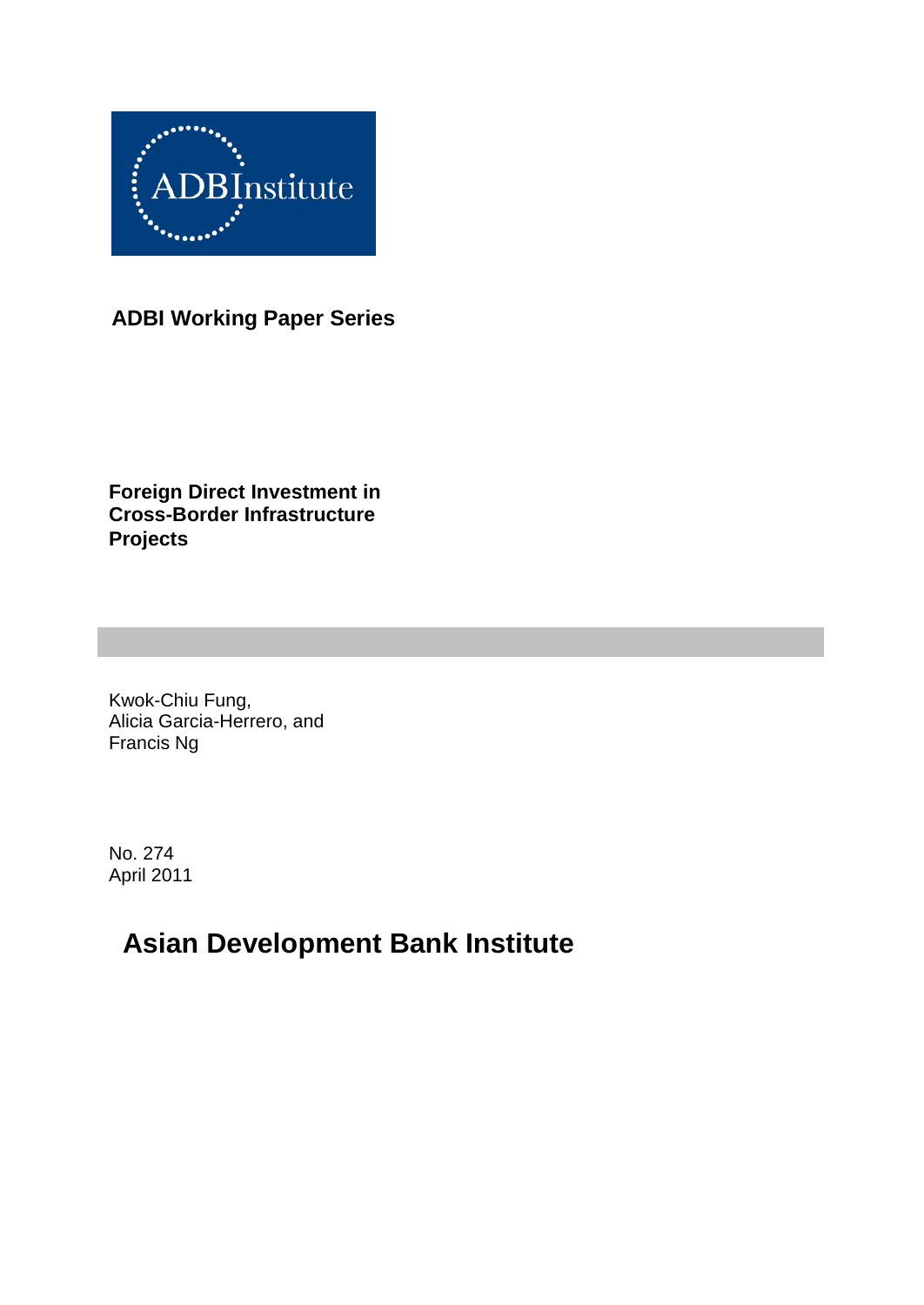ADBInstitute

**ADBI Working Paper Series**

# Foreign Direct Investment in Cross-Border Infrastructure Projects

Kwok-Chiu Fung,
Alicia Garcia-Herrero, and
Francis Ng

No. 274
April 2011

## Asian Development Bank Institute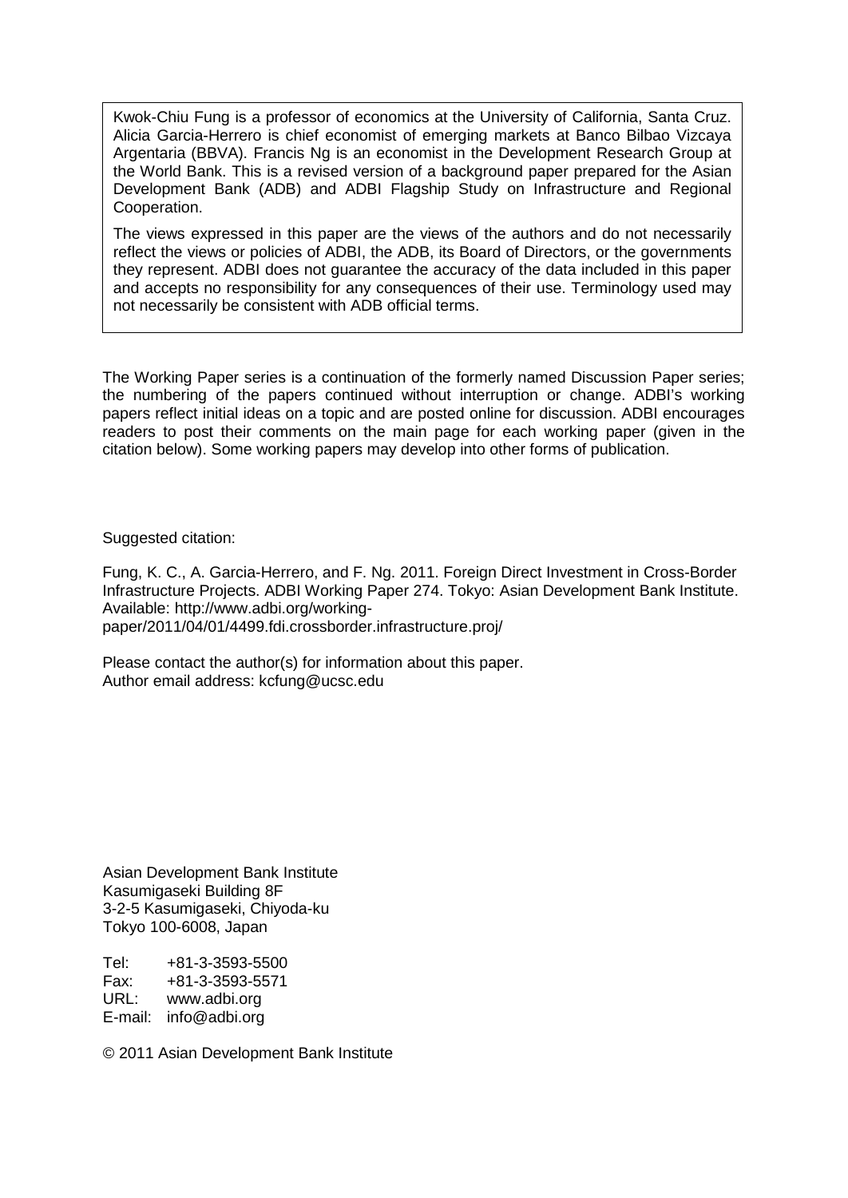Kwok-Chiu Fung is a professor of economics at the University of California, Santa Cruz. Alicia Garcia-Herrero is chief economist of emerging markets at Banco Bilbao Vizcaya Argentaria (BBVA). Francis Ng is an economist in the Development Research Group at the World Bank. This is a revised version of a background paper prepared for the Asian Development Bank (ADB) and ADBI Flagship Study on Infrastructure and Regional Cooperation.

The views expressed in this paper are the views of the authors and do not necessarily reflect the views or policies of ADBI, the ADB, its Board of Directors, or the governments they represent. ADBI does not guarantee the accuracy of the data included in this paper and accepts no responsibility for any consequences of their use. Terminology used may not necessarily be consistent with ADB official terms.

The Working Paper series is a continuation of the formerly named Discussion Paper series; the numbering of the papers continued without interruption or change. ADBI's working papers reflect initial ideas on a topic and are posted online for discussion. ADBI encourages readers to post their comments on the main page for each working paper (given in the citation below). Some working papers may develop into other forms of publication.

Suggested citation:

Fung, K. C., A. Garcia-Herrero, and F. Ng. 2011. Foreign Direct Investment in Cross-Border Infrastructure Projects. ADBI Working Paper 274. Tokyo: Asian Development Bank Institute. Available: http://www.adbi.org/working-paper/2011/04/01/4499.fdi.crossborder.infrastructure.proj/

Please contact the author(s) for information about this paper.
Author email address: kcfung@ucsc.edu

Asian Development Bank Institute
Kasumigaseki Building 8F
3-2-5 Kasumigaseki, Chiyoda-ku
Tokyo 100-6008, Japan

Tel: +81-3-3593-5500
Fax: +81-3-3593-5571
URL: www.adbi.org
E-mail: info@adbi.org

© 2011 Asian Development Bank Institute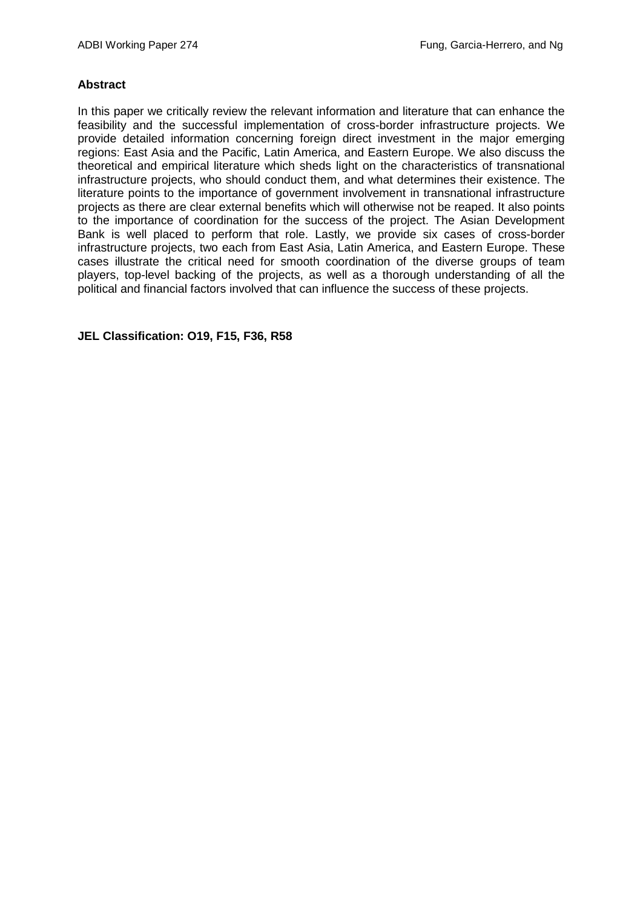**Abstract**

In this paper we critically review the relevant information and literature that can enhance the feasibility and the successful implementation of cross-border infrastructure projects. We provide detailed information concerning foreign direct investment in the major emerging regions: East Asia and the Pacific, Latin America, and Eastern Europe. We also discuss the theoretical and empirical literature which sheds light on the characteristics of transnational infrastructure projects, who should conduct them, and what determines their existence. The literature points to the importance of government involvement in transnational infrastructure projects as there are clear external benefits which will otherwise not be reaped. It also points to the importance of coordination for the success of the project. The Asian Development Bank is well placed to perform that role. Lastly, we provide six cases of cross-border infrastructure projects, two each from East Asia, Latin America, and Eastern Europe. These cases illustrate the critical need for smooth coordination of the diverse groups of team players, top-level backing of the projects, as well as a thorough understanding of all the political and financial factors involved that can influence the success of these projects.

**JEL Classification: O19, F15, F36, R58**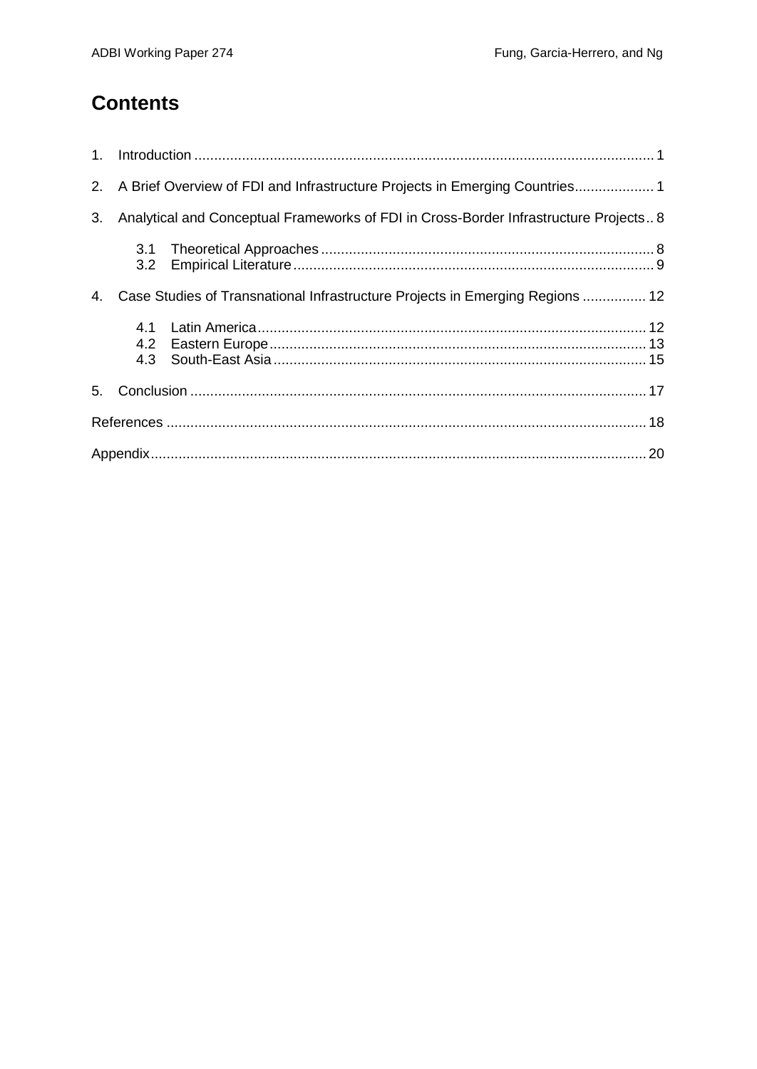# Contents

1. Introduction ........................................................................................................................ 1
2. A Brief Overview of FDI and Infrastructure Projects in Emerging Countries.................... 1
3. Analytical and Conceptual Frameworks of FDI in Cross-Border Infrastructure Projects.. 8
   - 3.1 Theoretical Approaches ................................................................................... 8
   - 3.2 Empirical Literature .......................................................................................... 9
4. Case Studies of Transnational Infrastructure Projects in Emerging Regions ................ 12
   - 4.1 Latin America .................................................................................................. 12
   - 4.2 Eastern Europe ................................................................................................ 13
   - 4.3 South-East Asia .............................................................................................. 15
5. Conclusion ........................................................................................................................ 17

References ............................................................................................................................. 18

Appendix ................................................................................................................................. 20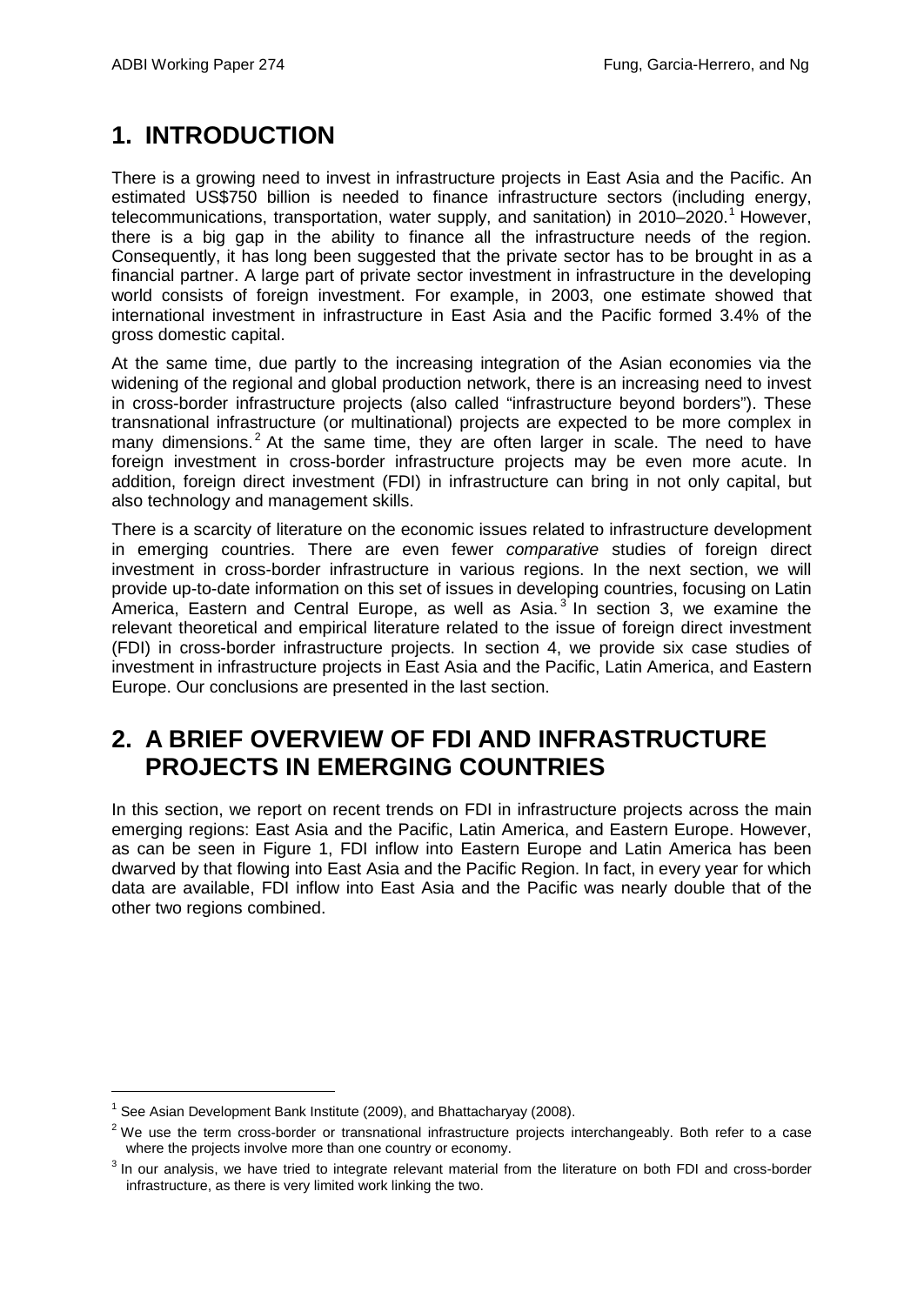# 1. INTRODUCTION

There is a growing need to invest in infrastructure projects in East Asia and the Pacific. An estimated US$750 billion is needed to finance infrastructure sectors (including energy, telecommunications, transportation, water supply, and sanitation) in 2010–2020.[1] However, there is a big gap in the ability to finance all the infrastructure needs of the region. Consequently, it has long been suggested that the private sector has to be brought in as a financial partner. A large part of private sector investment in infrastructure in the developing world consists of foreign investment. For example, in 2003, one estimate showed that international investment in infrastructure in East Asia and the Pacific formed 3.4% of the gross domestic capital.

At the same time, due partly to the increasing integration of the Asian economies via the widening of the regional and global production network, there is an increasing need to invest in cross-border infrastructure projects (also called "infrastructure beyond borders"). These transnational infrastructure (or multinational) projects are expected to be more complex in many dimensions.[2] At the same time, they are often larger in scale. The need to have foreign investment in cross-border infrastructure projects may be even more acute. In addition, foreign direct investment (FDI) in infrastructure can bring in not only capital, but also technology and management skills.

There is a scarcity of literature on the economic issues related to infrastructure development in emerging countries. There are even fewer *comparative* studies of foreign direct investment in cross-border infrastructure in various regions. In the next section, we will provide up-to-date information on this set of issues in developing countries, focusing on Latin America, Eastern and Central Europe, as well as Asia.[3] In section 3, we examine the relevant theoretical and empirical literature related to the issue of foreign direct investment (FDI) in cross-border infrastructure projects. In section 4, we provide six case studies of investment in infrastructure projects in East Asia and the Pacific, Latin America, and Eastern Europe. Our conclusions are presented in the last section.

# 2. A BRIEF OVERVIEW OF FDI AND INFRASTRUCTURE PROJECTS IN EMERGING COUNTRIES

In this section, we report on recent trends on FDI in infrastructure projects across the main emerging regions: East Asia and the Pacific, Latin America, and Eastern Europe. However, as can be seen in Figure 1, FDI inflow into Eastern Europe and Latin America has been dwarved by that flowing into East Asia and the Pacific Region. In fact, in every year for which data are available, FDI inflow into East Asia and the Pacific was nearly double that of the other two regions combined.

---

[1] See Asian Development Bank Institute (2009), and Bhattacharyay (2008).

[2] We use the term cross-border or transnational infrastructure projects interchangeably. Both refer to a case where the projects involve more than one country or economy.

[3] In our analysis, we have tried to integrate relevant material from the literature on both FDI and cross-border infrastructure, as there is very limited work linking the two.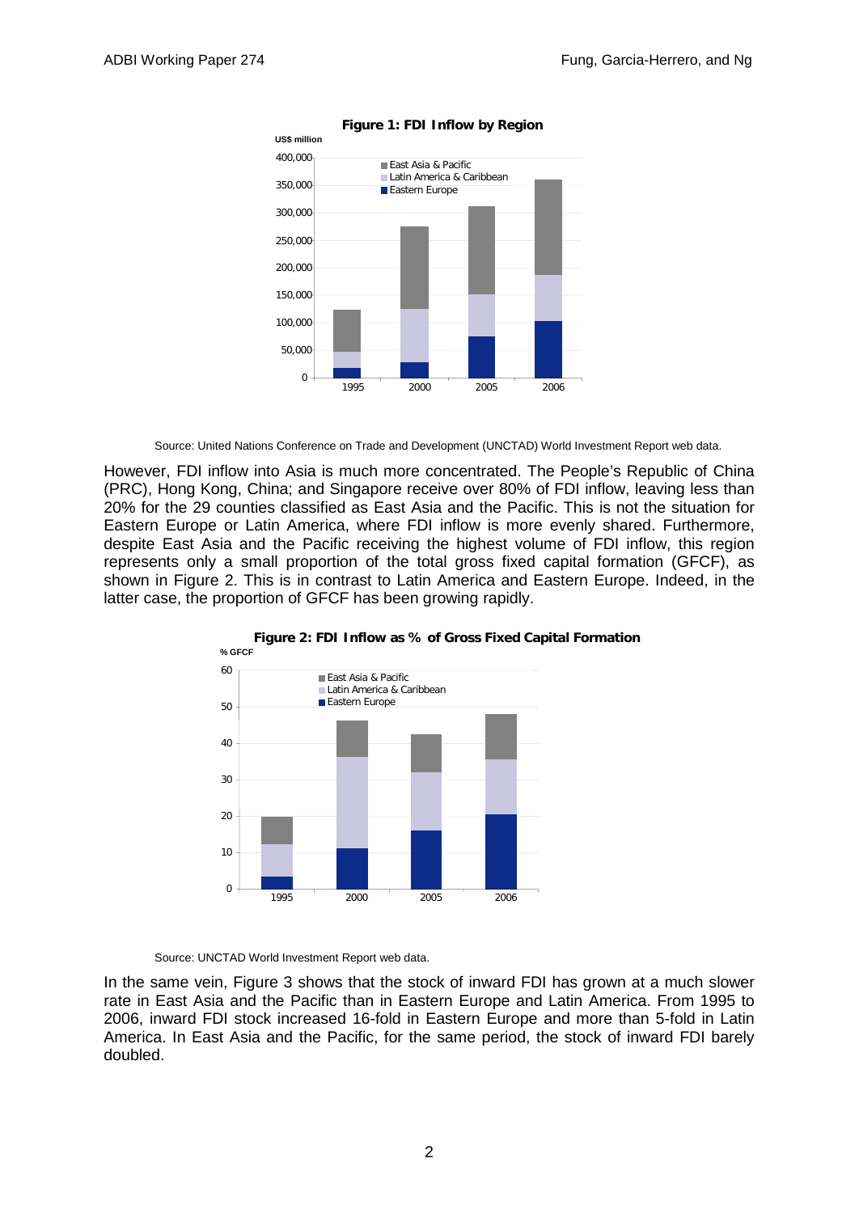**Figure 1: FDI Inflow by Region**

Source: United Nations Conference on Trade and Development (UNCTAD) World Investment Report web data.

However, FDI inflow into Asia is much more concentrated. The People's Republic of China (PRC), Hong Kong, China; and Singapore receive over 80% of FDI inflow, leaving less than 20% for the 29 counties classified as East Asia and the Pacific. This is not the situation for Eastern Europe or Latin America, where FDI inflow is more evenly shared. Furthermore, despite East Asia and the Pacific receiving the highest volume of FDI inflow, this region represents only a small proportion of the total gross fixed capital formation (GFCF), as shown in Figure 2. This is in contrast to Latin America and Eastern Europe. Indeed, in the latter case, the proportion of GFCF has been growing rapidly.

**Figure 2: FDI Inflow as % of Gross Fixed Capital Formation**

Source: UNCTAD World Investment Report web data.

In the same vein, Figure 3 shows that the stock of inward FDI has grown at a much slower rate in East Asia and the Pacific than in Eastern Europe and Latin America. From 1995 to 2006, inward FDI stock increased 16-fold in Eastern Europe and more than 5-fold in Latin America. In East Asia and the Pacific, for the same period, the stock of inward FDI barely doubled.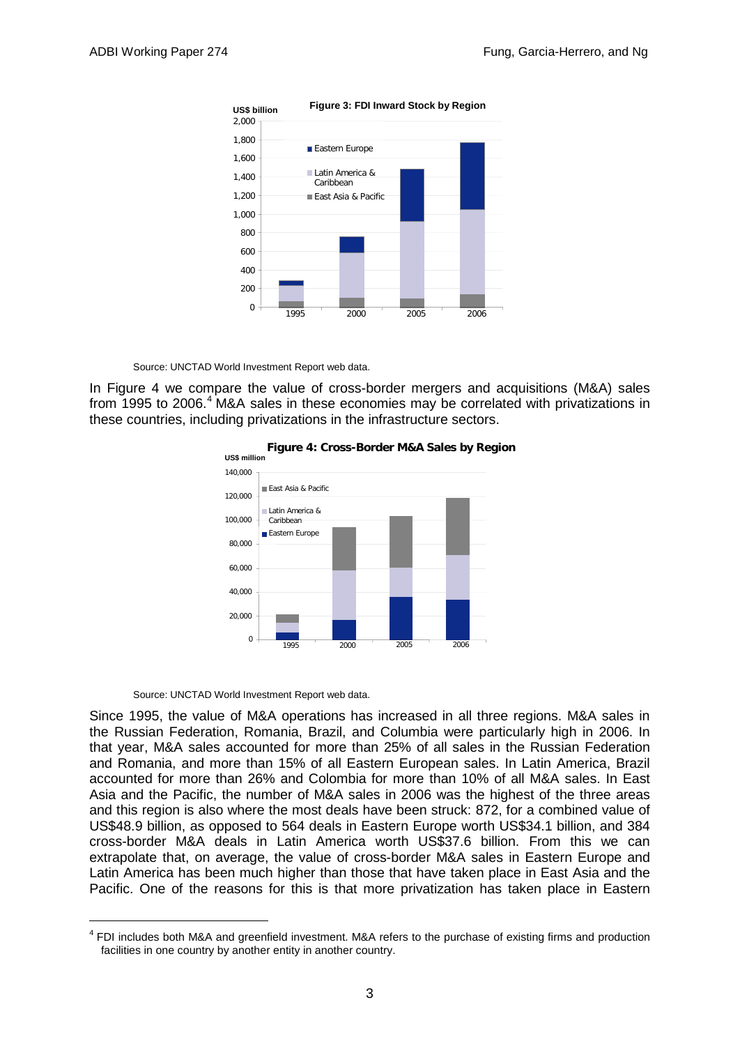**Figure 3: FDI Inward Stock by Region**

Source: UNCTAD World Investment Report web data.

In Figure 4 we compare the value of cross-border mergers and acquisitions (M&A) sales from 1995 to 2006.[4] M&A sales in these economies may be correlated with privatizations in these countries, including privatizations in the infrastructure sectors.

**Figure 4: Cross-Border M&A Sales by Region**

Source: UNCTAD World Investment Report web data.

Since 1995, the value of M&A operations has increased in all three regions. M&A sales in the Russian Federation, Romania, Brazil, and Columbia were particularly high in 2006. In that year, M&A sales accounted for more than 25% of all sales in the Russian Federation and Romania, and more than 15% of all Eastern European sales. In Latin America, Brazil accounted for more than 26% and Colombia for more than 10% of all M&A sales. In East Asia and the Pacific, the number of M&A sales in 2006 was the highest of the three areas and this region is also where the most deals have been struck: 872, for a combined value of US$48.9 billion, as opposed to 564 deals in Eastern Europe worth US$34.1 billion, and 384 cross-border M&A deals in Latin America worth US$37.6 billion. From this we can extrapolate that, on average, the value of cross-border M&A sales in Eastern Europe and Latin America has been much higher than those that have taken place in East Asia and the Pacific. One of the reasons for this is that more privatization has taken place in Eastern

[4] FDI includes both M&A and greenfield investment. M&A refers to the purchase of existing firms and production facilities in one country by another entity in another country.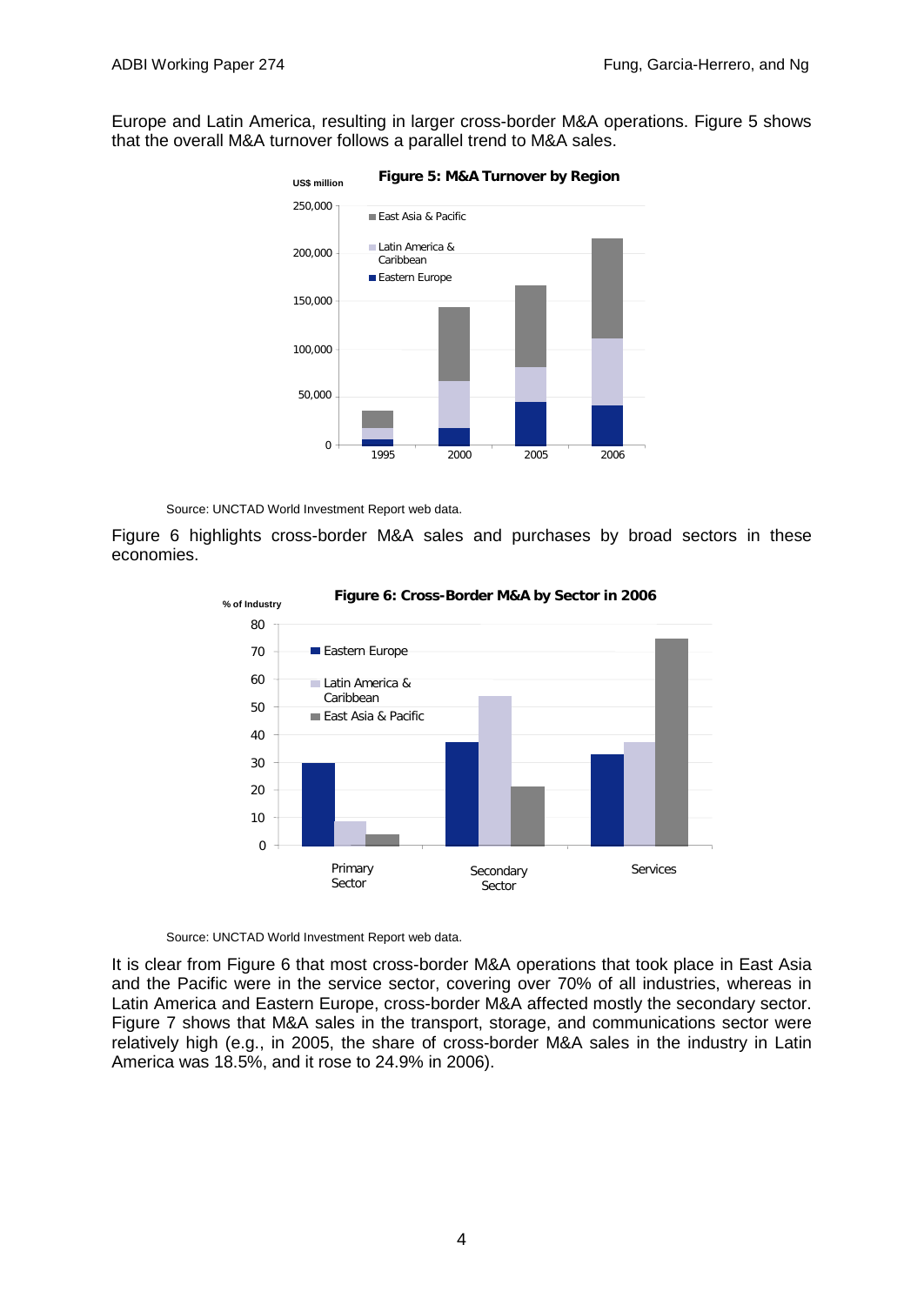Europe and Latin America, resulting in larger cross-border M&A operations. Figure 5 shows that the overall M&A turnover follows a parallel trend to M&A sales.

**Figure 5: M&A Turnover by Region**

Source: UNCTAD World Investment Report web data.

Figure 6 highlights cross-border M&A sales and purchases by broad sectors in these economies.

**Figure 6: Cross-Border M&A by Sector in 2006**

Source: UNCTAD World Investment Report web data.

It is clear from Figure 6 that most cross-border M&A operations that took place in East Asia and the Pacific were in the service sector, covering over 70% of all industries, whereas in Latin America and Eastern Europe, cross-border M&A affected mostly the secondary sector. Figure 7 shows that M&A sales in the transport, storage, and communications sector were relatively high (e.g., in 2005, the share of cross-border M&A sales in the industry in Latin America was 18.5%, and it rose to 24.9% in 2006).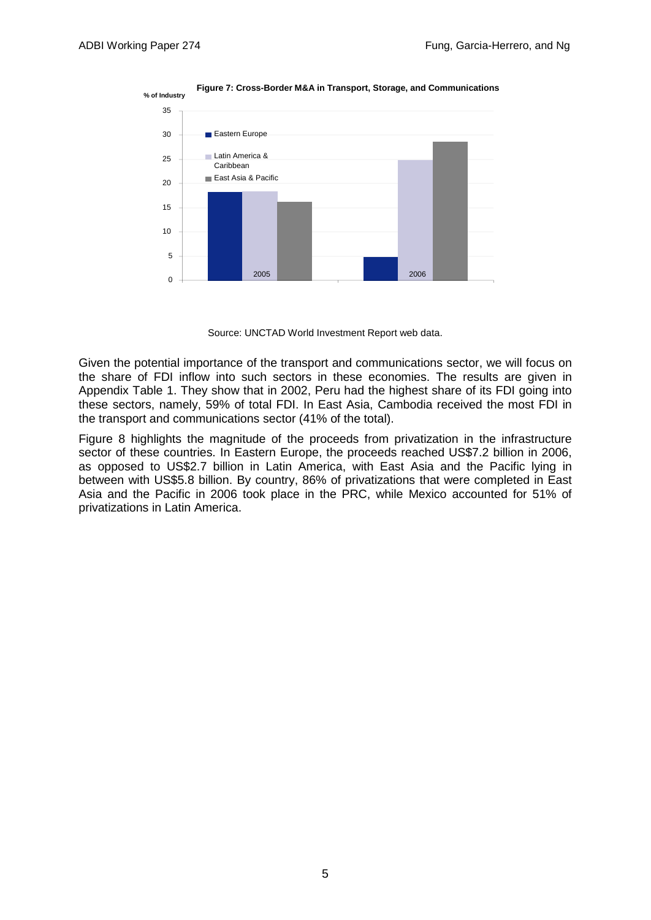**Figure 7: Cross-Border M&A in Transport, Storage, and Communications**

Source: UNCTAD World Investment Report web data.

Given the potential importance of the transport and communications sector, we will focus on the share of FDI inflow into such sectors in these economies. The results are given in Appendix Table 1. They show that in 2002, Peru had the highest share of its FDI going into these sectors, namely, 59% of total FDI. In East Asia, Cambodia received the most FDI in the transport and communications sector (41% of the total).

Figure 8 highlights the magnitude of the proceeds from privatization in the infrastructure sector of these countries. In Eastern Europe, the proceeds reached US$7.2 billion in 2006, as opposed to US$2.7 billion in Latin America, with East Asia and the Pacific lying in between with US$5.8 billion. By country, 86% of privatizations that were completed in East Asia and the Pacific in 2006 took place in the PRC, while Mexico accounted for 51% of privatizations in Latin America.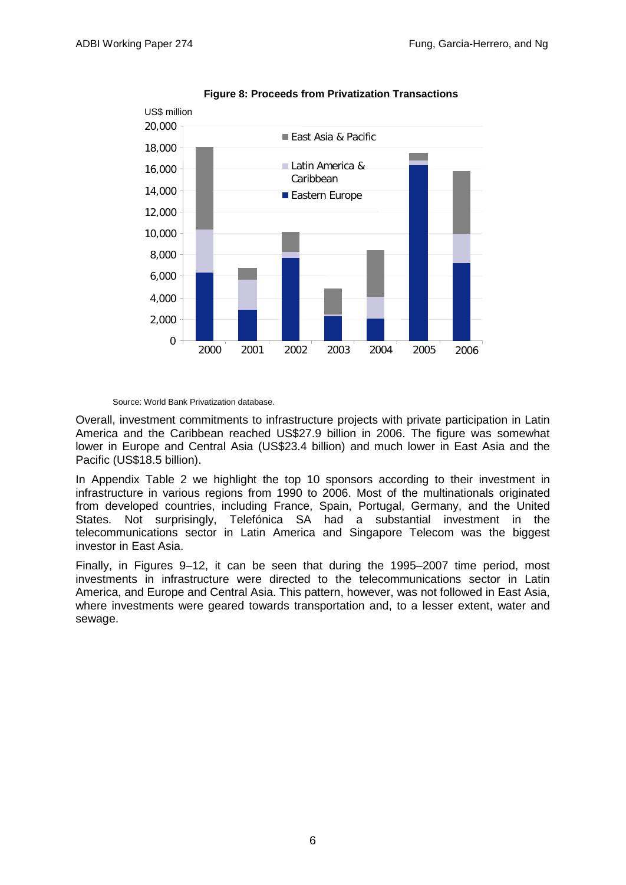**Figure 8: Proceeds from Privatization Transactions**

Source: World Bank Privatization database.

Overall, investment commitments to infrastructure projects with private participation in Latin America and the Caribbean reached US$27.9 billion in 2006. The figure was somewhat lower in Europe and Central Asia (US$23.4 billion) and much lower in East Asia and the Pacific (US$18.5 billion).

In Appendix Table 2 we highlight the top 10 sponsors according to their investment in infrastructure in various regions from 1990 to 2006. Most of the multinationals originated from developed countries, including France, Spain, Portugal, Germany, and the United States. Not surprisingly, Telefónica SA had a substantial investment in the telecommunications sector in Latin America and Singapore Telecom was the biggest investor in East Asia.

Finally, in Figures 9–12, it can be seen that during the 1995–2007 time period, most investments in infrastructure were directed to the telecommunications sector in Latin America, and Europe and Central Asia. This pattern, however, was not followed in East Asia, where investments were geared towards transportation and, to a lesser extent, water and sewage.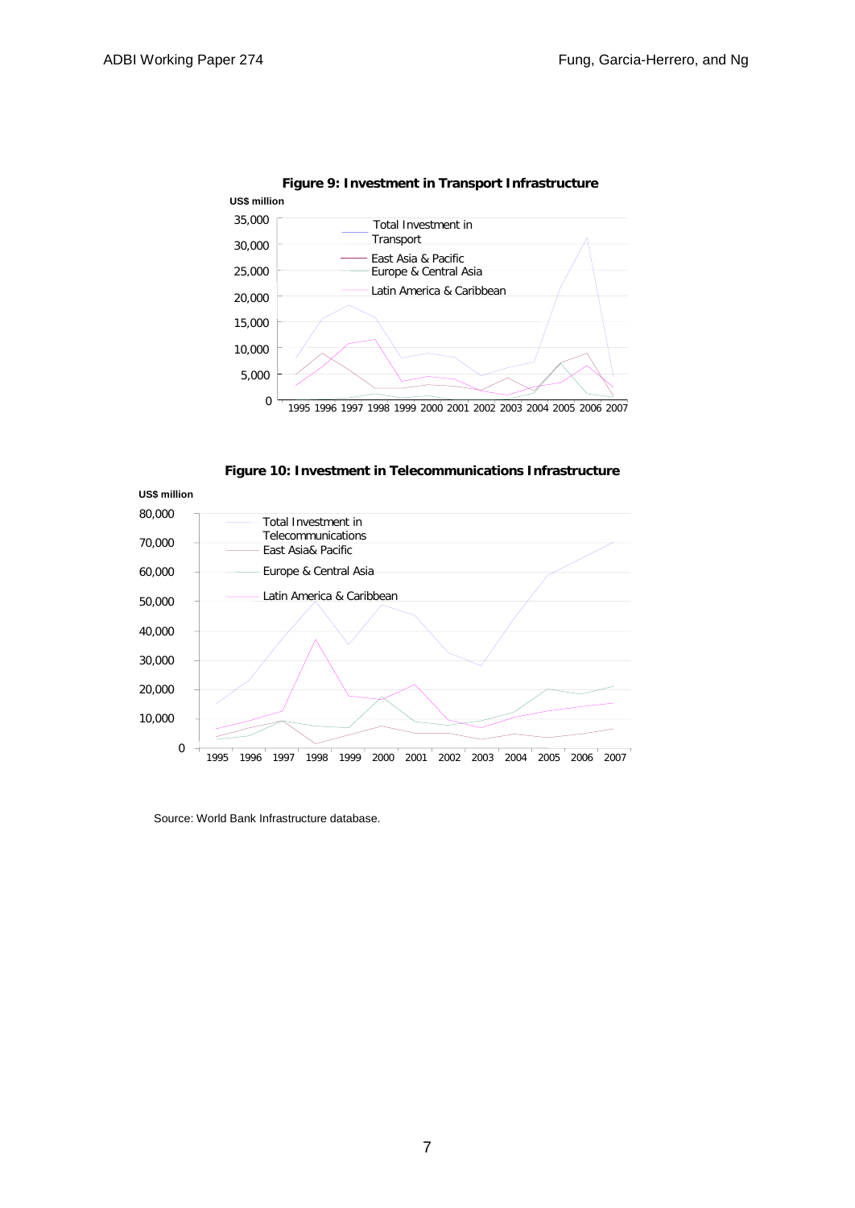**Figure 9: Investment in Transport Infrastructure**

**Figure 10: Investment in Telecommunications Infrastructure**

Source: World Bank Infrastructure database.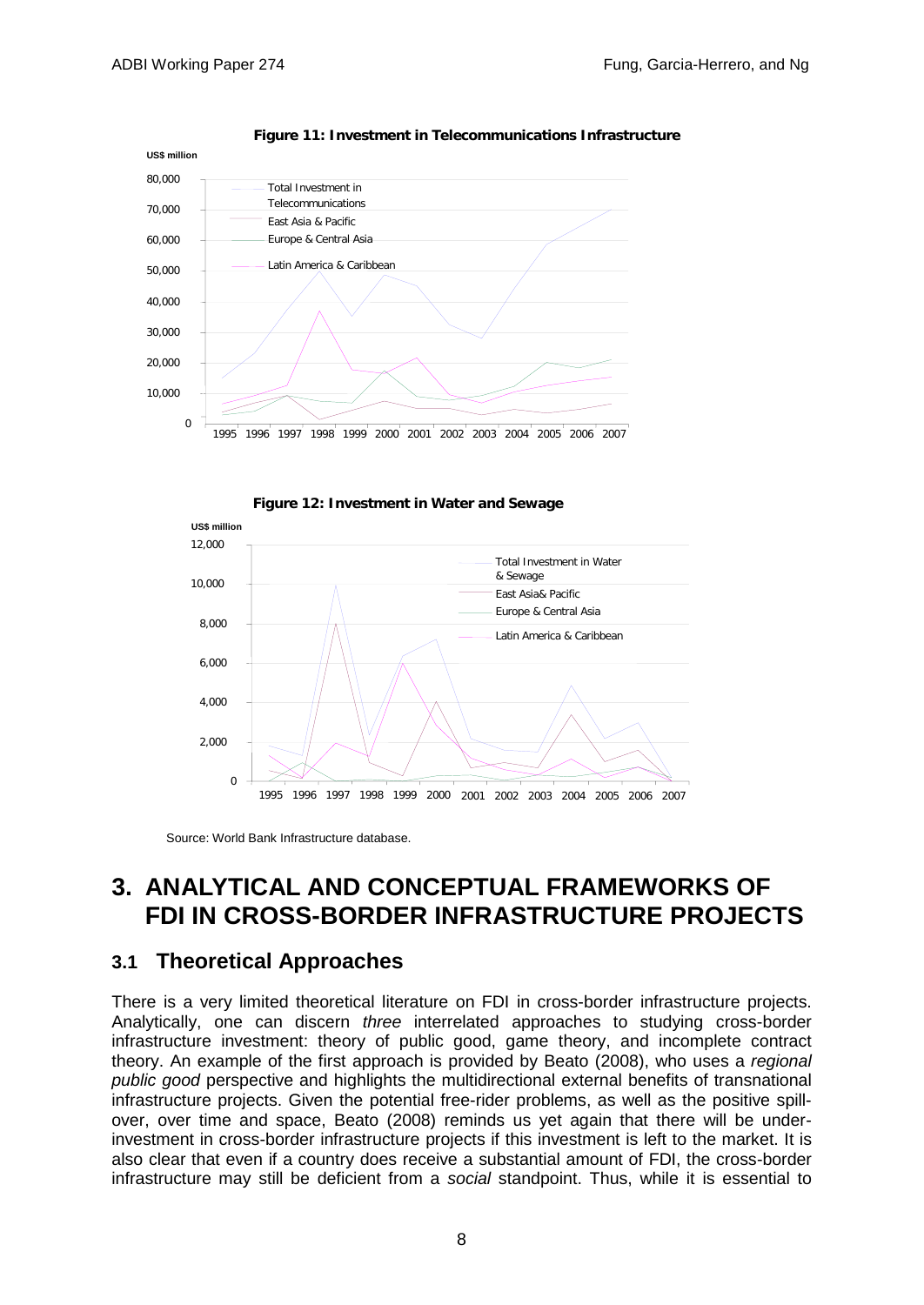**Figure 11: Investment in Telecommunications Infrastructure**

**Figure 12: Investment in Water and Sewage**

Source: World Bank Infrastructure database.

# 3. ANALYTICAL AND CONCEPTUAL FRAMEWORKS OF FDI IN CROSS-BORDER INFRASTRUCTURE PROJECTS

## 3.1 Theoretical Approaches

There is a very limited theoretical literature on FDI in cross-border infrastructure projects. Analytically, one can discern *three* interrelated approaches to studying cross-border infrastructure investment: theory of public good, game theory, and incomplete contract theory. An example of the first approach is provided by Beato (2008), who uses a *regional public good* perspective and highlights the multidirectional external benefits of transnational infrastructure projects. Given the potential free-rider problems, as well as the positive spill-over, over time and space, Beato (2008) reminds us yet again that there will be under-investment in cross-border infrastructure projects if this investment is left to the market. It is also clear that even if a country does receive a substantial amount of FDI, the cross-border infrastructure may still be deficient from a *social* standpoint. Thus, while it is essential to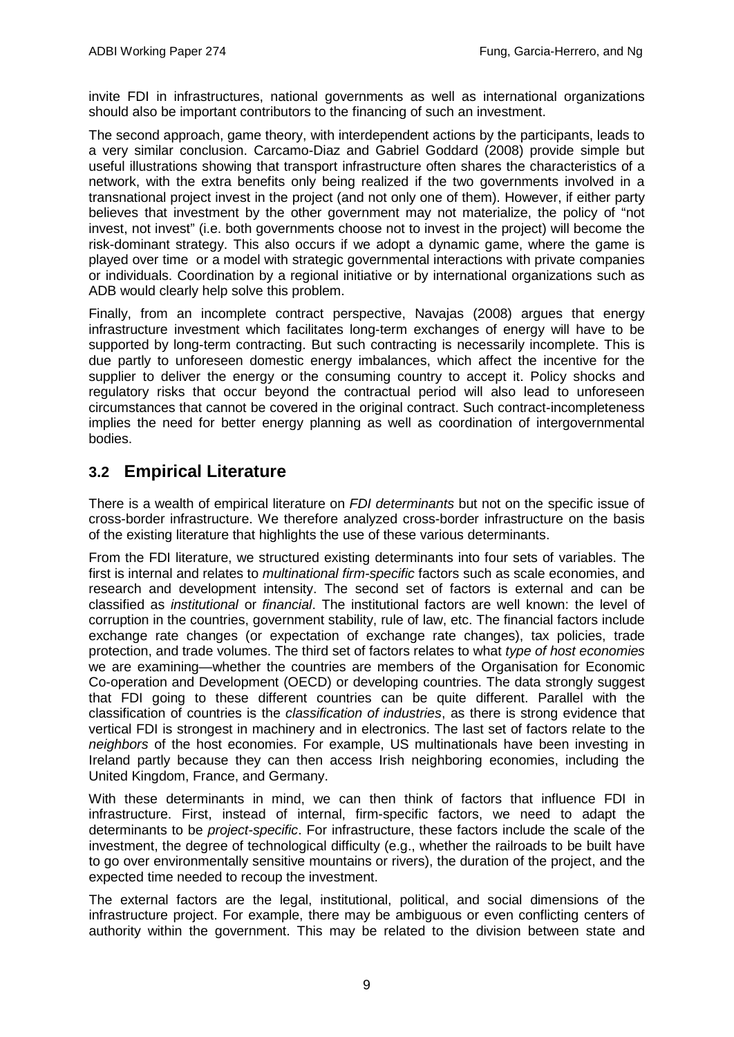invite FDI in infrastructures, national governments as well as international organizations should also be important contributors to the financing of such an investment.

The second approach, game theory, with interdependent actions by the participants, leads to a very similar conclusion. Carcamo-Diaz and Gabriel Goddard (2008) provide simple but useful illustrations showing that transport infrastructure often shares the characteristics of a network, with the extra benefits only being realized if the two governments involved in a transnational project invest in the project (and not only one of them). However, if either party believes that investment by the other government may not materialize, the policy of "not invest, not invest" (i.e. both governments choose not to invest in the project) will become the risk-dominant strategy. This also occurs if we adopt a dynamic game, where the game is played over time or a model with strategic governmental interactions with private companies or individuals. Coordination by a regional initiative or by international organizations such as ADB would clearly help solve this problem.

Finally, from an incomplete contract perspective, Navajas (2008) argues that energy infrastructure investment which facilitates long-term exchanges of energy will have to be supported by long-term contracting. But such contracting is necessarily incomplete. This is due partly to unforeseen domestic energy imbalances, which affect the incentive for the supplier to deliver the energy or the consuming country to accept it. Policy shocks and regulatory risks that occur beyond the contractual period will also lead to unforeseen circumstances that cannot be covered in the original contract. Such contract-incompleteness implies the need for better energy planning as well as coordination of intergovernmental bodies.

## 3.2 Empirical Literature

There is a wealth of empirical literature on *FDI determinants* but not on the specific issue of cross-border infrastructure. We therefore analyzed cross-border infrastructure on the basis of the existing literature that highlights the use of these various determinants.

From the FDI literature, we structured existing determinants into four sets of variables. The first is internal and relates to *multinational firm-specific* factors such as scale economies, and research and development intensity. The second set of factors is external and can be classified as *institutional* or *financial*. The institutional factors are well known: the level of corruption in the countries, government stability, rule of law, etc. The financial factors include exchange rate changes (or expectation of exchange rate changes), tax policies, trade protection, and trade volumes. The third set of factors relates to what *type of host economies* we are examining—whether the countries are members of the Organisation for Economic Co-operation and Development (OECD) or developing countries. The data strongly suggest that FDI going to these different countries can be quite different. Parallel with the classification of countries is the *classification of industries*, as there is strong evidence that vertical FDI is strongest in machinery and in electronics. The last set of factors relate to the *neighbors* of the host economies. For example, US multinationals have been investing in Ireland partly because they can then access Irish neighboring economies, including the United Kingdom, France, and Germany.

With these determinants in mind, we can then think of factors that influence FDI in infrastructure. First, instead of internal, firm-specific factors, we need to adapt the determinants to be *project-specific*. For infrastructure, these factors include the scale of the investment, the degree of technological difficulty (e.g., whether the railroads to be built have to go over environmentally sensitive mountains or rivers), the duration of the project, and the expected time needed to recoup the investment.

The external factors are the legal, institutional, political, and social dimensions of the infrastructure project. For example, there may be ambiguous or even conflicting centers of authority within the government. This may be related to the division between state and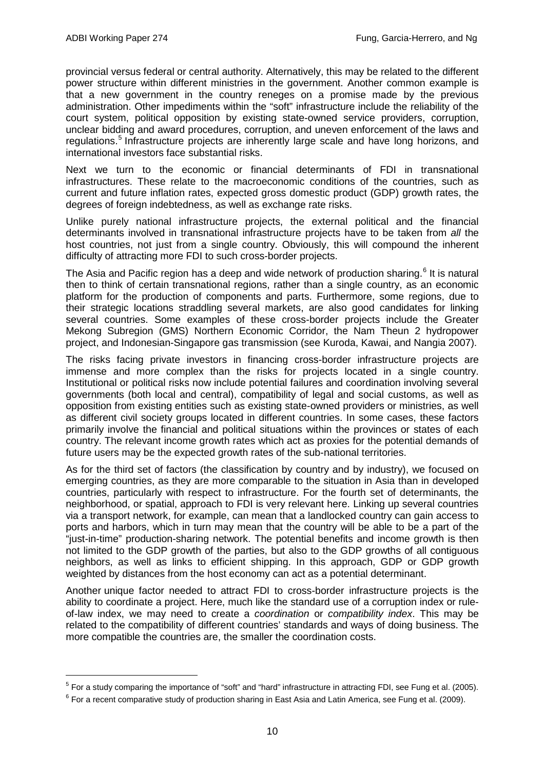provincial versus federal or central authority. Alternatively, this may be related to the different power structure within different ministries in the government. Another common example is that a new government in the country reneges on a promise made by the previous administration. Other impediments within the "soft" infrastructure include the reliability of the court system, political opposition by existing state-owned service providers, corruption, unclear bidding and award procedures, corruption, and uneven enforcement of the laws and regulations.[5] Infrastructure projects are inherently large scale and have long horizons, and international investors face substantial risks.

Next we turn to the economic or financial determinants of FDI in transnational infrastructures. These relate to the macroeconomic conditions of the countries, such as current and future inflation rates, expected gross domestic product (GDP) growth rates, the degrees of foreign indebtedness, as well as exchange rate risks.

Unlike purely national infrastructure projects, the external political and the financial determinants involved in transnational infrastructure projects have to be taken from *all* the host countries, not just from a single country. Obviously, this will compound the inherent difficulty of attracting more FDI to such cross-border projects.

The Asia and Pacific region has a deep and wide network of production sharing.[6] It is natural then to think of certain transnational regions, rather than a single country, as an economic platform for the production of components and parts. Furthermore, some regions, due to their strategic locations straddling several markets, are also good candidates for linking several countries. Some examples of these cross-border projects include the Greater Mekong Subregion (GMS) Northern Economic Corridor, the Nam Theun 2 hydropower project, and Indonesian-Singapore gas transmission (see Kuroda, Kawai, and Nangia 2007).

The risks facing private investors in financing cross-border infrastructure projects are immense and more complex than the risks for projects located in a single country. Institutional or political risks now include potential failures and coordination involving several governments (both local and central), compatibility of legal and social customs, as well as opposition from existing entities such as existing state-owned providers or ministries, as well as different civil society groups located in different countries. In some cases, these factors primarily involve the financial and political situations within the provinces or states of each country. The relevant income growth rates which act as proxies for the potential demands of future users may be the expected growth rates of the sub-national territories.

As for the third set of factors (the classification by country and by industry), we focused on emerging countries, as they are more comparable to the situation in Asia than in developed countries, particularly with respect to infrastructure. For the fourth set of determinants, the neighborhood, or spatial, approach to FDI is very relevant here. Linking up several countries via a transport network, for example, can mean that a landlocked country can gain access to ports and harbors, which in turn may mean that the country will be able to be a part of the "just-in-time" production-sharing network. The potential benefits and income growth is then not limited to the GDP growth of the parties, but also to the GDP growths of all contiguous neighbors, as well as links to efficient shipping. In this approach, GDP or GDP growth weighted by distances from the host economy can act as a potential determinant.

Another unique factor needed to attract FDI to cross-border infrastructure projects is the ability to coordinate a project. Here, much like the standard use of a corruption index or rule-of-law index, we may need to create a *coordination* or *compatibility index*. This may be related to the compatibility of different countries' standards and ways of doing business. The more compatible the countries are, the smaller the coordination costs.

---

[5] For a study comparing the importance of "soft" and "hard" infrastructure in attracting FDI, see Fung et al. (2005).

[6] For a recent comparative study of production sharing in East Asia and Latin America, see Fung et al. (2009).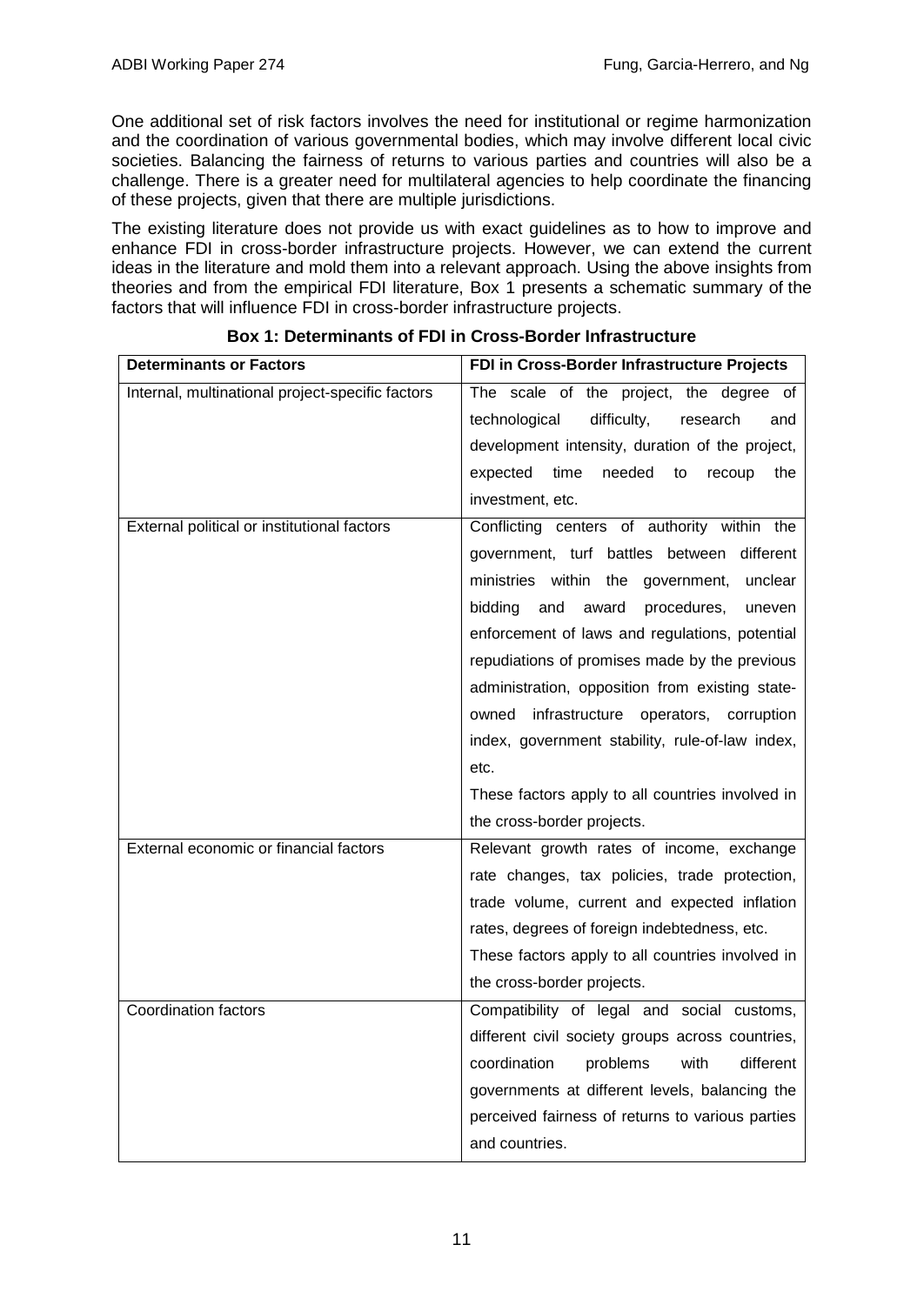One additional set of risk factors involves the need for institutional or regime harmonization and the coordination of various governmental bodies, which may involve different local civic societies. Balancing the fairness of returns to various parties and countries will also be a challenge. There is a greater need for multilateral agencies to help coordinate the financing of these projects, given that there are multiple jurisdictions.

The existing literature does not provide us with exact guidelines as to how to improve and enhance FDI in cross-border infrastructure projects. However, we can extend the current ideas in the literature and mold them into a relevant approach. Using the above insights from theories and from the empirical FDI literature, Box 1 presents a schematic summary of the factors that will influence FDI in cross-border infrastructure projects.

**Box 1: Determinants of FDI in Cross-Border Infrastructure**

| **Determinants or Factors** | **FDI in Cross-Border Infrastructure Projects** |
|---|---|
| Internal, multinational project-specific factors | The scale of the project, the degree of technological difficulty, research and development intensity, duration of the project, expected time needed to recoup the investment, etc. |
| External political or institutional factors | Conflicting centers of authority within the government, turf battles between different ministries within the government, unclear bidding and award procedures, uneven enforcement of laws and regulations, potential repudiations of promises made by the previous administration, opposition from existing state-owned infrastructure operators, corruption index, government stability, rule-of-law index, etc. <br> These factors apply to all countries involved in the cross-border projects. |
| External economic or financial factors | Relevant growth rates of income, exchange rate changes, tax policies, trade protection, trade volume, current and expected inflation rates, degrees of foreign indebtedness, etc. <br> These factors apply to all countries involved in the cross-border projects. |
| Coordination factors | Compatibility of legal and social customs, different civil society groups across countries, coordination problems with different governments at different levels, balancing the perceived fairness of returns to various parties and countries. |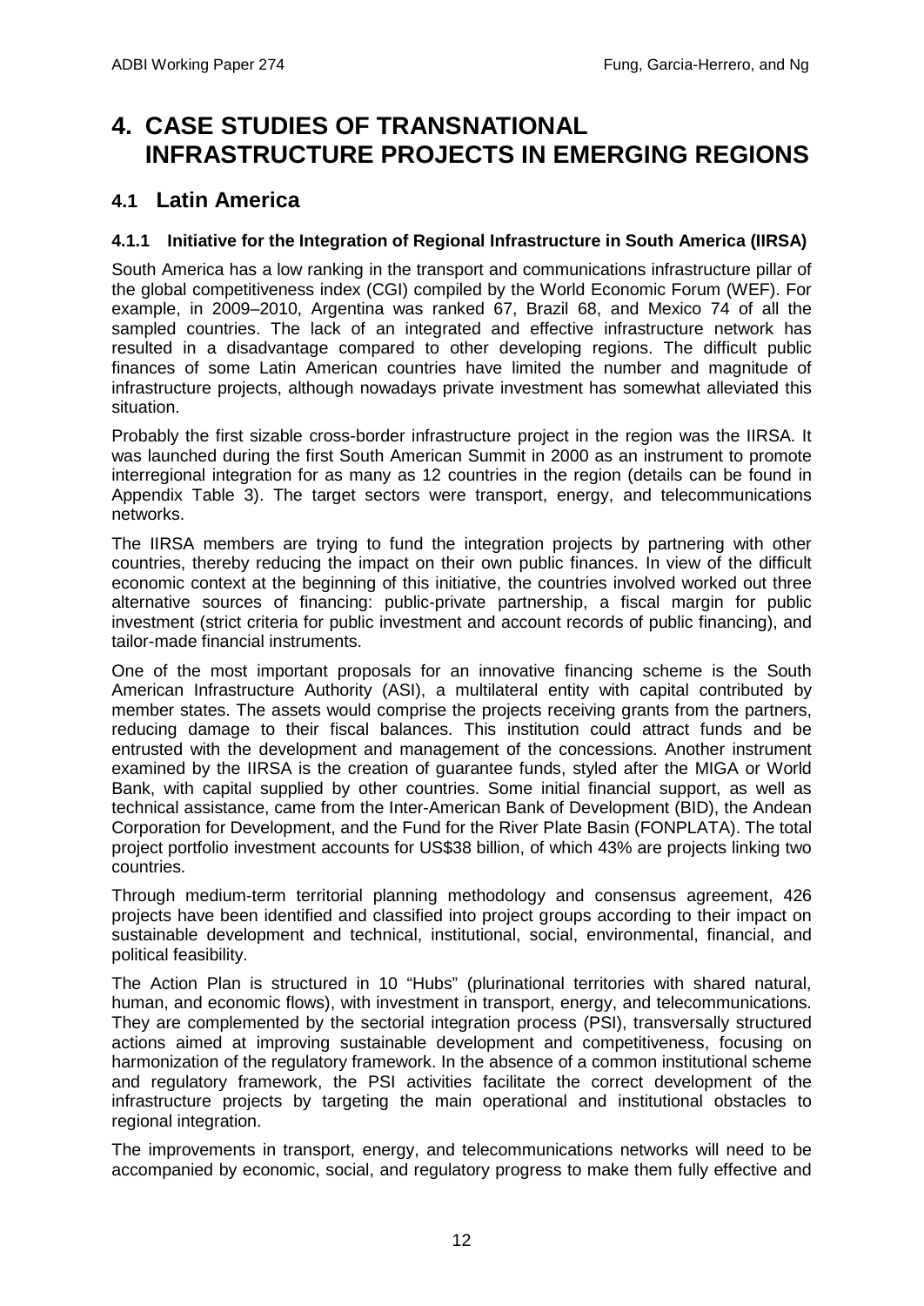# 4. CASE STUDIES OF TRANSNATIONAL INFRASTRUCTURE PROJECTS IN EMERGING REGIONS

## 4.1 Latin America

### 4.1.1 Initiative for the Integration of Regional Infrastructure in South America (IIRSA)

South America has a low ranking in the transport and communications infrastructure pillar of the global competitiveness index (CGI) compiled by the World Economic Forum (WEF). For example, in 2009–2010, Argentina was ranked 67, Brazil 68, and Mexico 74 of all the sampled countries. The lack of an integrated and effective infrastructure network has resulted in a disadvantage compared to other developing regions. The difficult public finances of some Latin American countries have limited the number and magnitude of infrastructure projects, although nowadays private investment has somewhat alleviated this situation.

Probably the first sizable cross-border infrastructure project in the region was the IIRSA. It was launched during the first South American Summit in 2000 as an instrument to promote interregional integration for as many as 12 countries in the region (details can be found in Appendix Table 3). The target sectors were transport, energy, and telecommunications networks.

The IIRSA members are trying to fund the integration projects by partnering with other countries, thereby reducing the impact on their own public finances. In view of the difficult economic context at the beginning of this initiative, the countries involved worked out three alternative sources of financing: public-private partnership, a fiscal margin for public investment (strict criteria for public investment and account records of public financing), and tailor-made financial instruments.

One of the most important proposals for an innovative financing scheme is the South American Infrastructure Authority (ASI), a multilateral entity with capital contributed by member states. The assets would comprise the projects receiving grants from the partners, reducing damage to their fiscal balances. This institution could attract funds and be entrusted with the development and management of the concessions. Another instrument examined by the IIRSA is the creation of guarantee funds, styled after the MIGA or World Bank, with capital supplied by other countries. Some initial financial support, as well as technical assistance, came from the Inter-American Bank of Development (BID), the Andean Corporation for Development, and the Fund for the River Plate Basin (FONPLATA). The total project portfolio investment accounts for US$38 billion, of which 43% are projects linking two countries.

Through medium-term territorial planning methodology and consensus agreement, 426 projects have been identified and classified into project groups according to their impact on sustainable development and technical, institutional, social, environmental, financial, and political feasibility.

The Action Plan is structured in 10 "Hubs" (plurinational territories with shared natural, human, and economic flows), with investment in transport, energy, and telecommunications. They are complemented by the sectorial integration process (PSI), transversally structured actions aimed at improving sustainable development and competitiveness, focusing on harmonization of the regulatory framework. In the absence of a common institutional scheme and regulatory framework, the PSI activities facilitate the correct development of the infrastructure projects by targeting the main operational and institutional obstacles to regional integration.

The improvements in transport, energy, and telecommunications networks will need to be accompanied by economic, social, and regulatory progress to make them fully effective and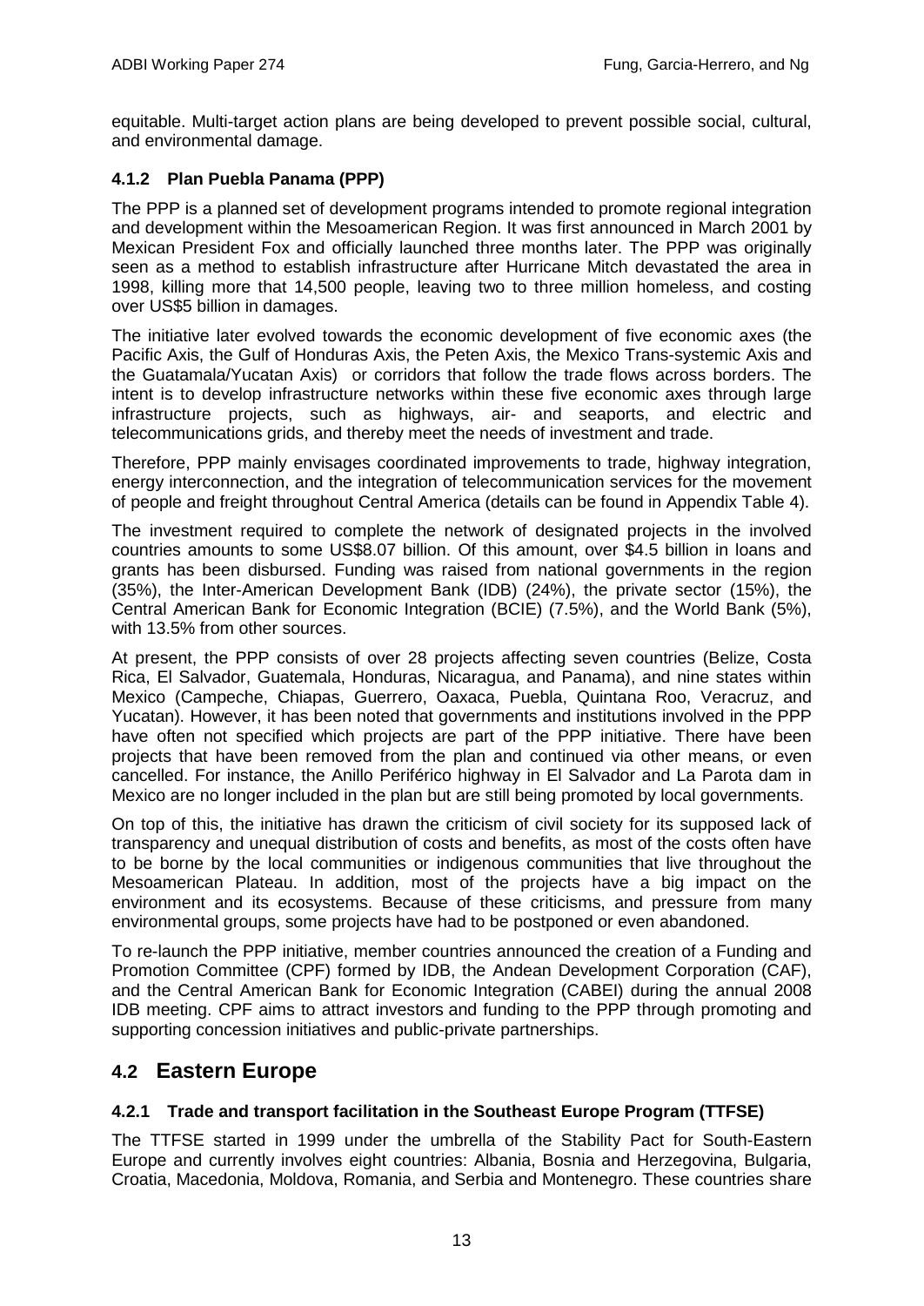equitable. Multi-target action plans are being developed to prevent possible social, cultural, and environmental damage.

### 4.1.2 Plan Puebla Panama (PPP)

The PPP is a planned set of development programs intended to promote regional integration and development within the Mesoamerican Region. It was first announced in March 2001 by Mexican President Fox and officially launched three months later. The PPP was originally seen as a method to establish infrastructure after Hurricane Mitch devastated the area in 1998, killing more that 14,500 people, leaving two to three million homeless, and costing over US$5 billion in damages.

The initiative later evolved towards the economic development of five economic axes (the Pacific Axis, the Gulf of Honduras Axis, the Peten Axis, the Mexico Trans-systemic Axis and the Guatamala/Yucatan Axis) or corridors that follow the trade flows across borders. The intent is to develop infrastructure networks within these five economic axes through large infrastructure projects, such as highways, air- and seaports, and electric and telecommunications grids, and thereby meet the needs of investment and trade.

Therefore, PPP mainly envisages coordinated improvements to trade, highway integration, energy interconnection, and the integration of telecommunication services for the movement of people and freight throughout Central America (details can be found in Appendix Table 4).

The investment required to complete the network of designated projects in the involved countries amounts to some US$8.07 billion. Of this amount, over $4.5 billion in loans and grants has been disbursed. Funding was raised from national governments in the region (35%), the Inter-American Development Bank (IDB) (24%), the private sector (15%), the Central American Bank for Economic Integration (BCIE) (7.5%), and the World Bank (5%), with 13.5% from other sources.

At present, the PPP consists of over 28 projects affecting seven countries (Belize, Costa Rica, El Salvador, Guatemala, Honduras, Nicaragua, and Panama), and nine states within Mexico (Campeche, Chiapas, Guerrero, Oaxaca, Puebla, Quintana Roo, Veracruz, and Yucatan). However, it has been noted that governments and institutions involved in the PPP have often not specified which projects are part of the PPP initiative. There have been projects that have been removed from the plan and continued via other means, or even cancelled. For instance, the Anillo Periférico highway in El Salvador and La Parota dam in Mexico are no longer included in the plan but are still being promoted by local governments.

On top of this, the initiative has drawn the criticism of civil society for its supposed lack of transparency and unequal distribution of costs and benefits, as most of the costs often have to be borne by the local communities or indigenous communities that live throughout the Mesoamerican Plateau. In addition, most of the projects have a big impact on the environment and its ecosystems. Because of these criticisms, and pressure from many environmental groups, some projects have had to be postponed or even abandoned.

To re-launch the PPP initiative, member countries announced the creation of a Funding and Promotion Committee (CPF) formed by IDB, the Andean Development Corporation (CAF), and the Central American Bank for Economic Integration (CABEI) during the annual 2008 IDB meeting. CPF aims to attract investors and funding to the PPP through promoting and supporting concession initiatives and public-private partnerships.

## 4.2 Eastern Europe

### 4.2.1 Trade and transport facilitation in the Southeast Europe Program (TTFSE)

The TTFSE started in 1999 under the umbrella of the Stability Pact for South-Eastern Europe and currently involves eight countries: Albania, Bosnia and Herzegovina, Bulgaria, Croatia, Macedonia, Moldova, Romania, and Serbia and Montenegro. These countries share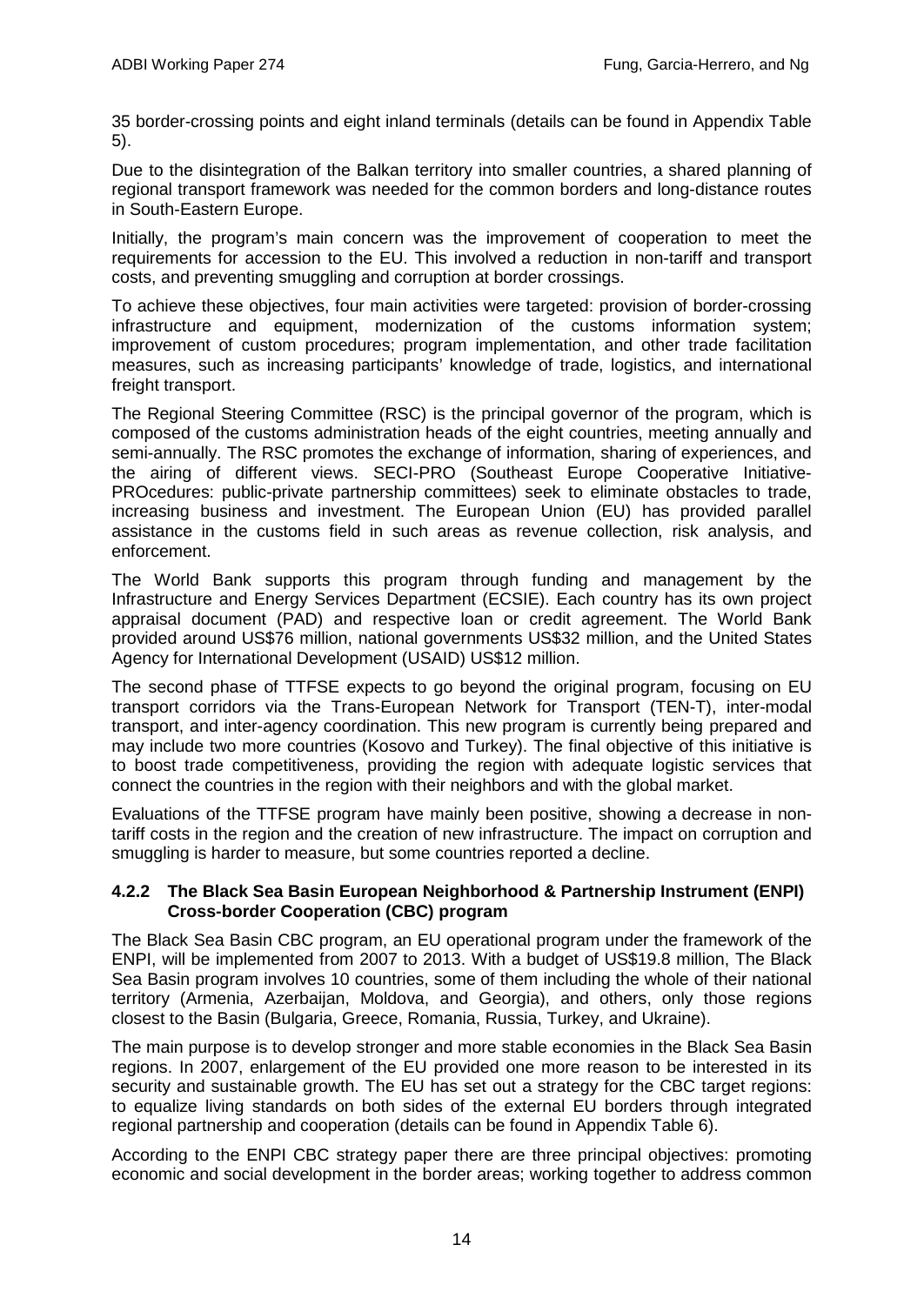35 border-crossing points and eight inland terminals (details can be found in Appendix Table 5).

Due to the disintegration of the Balkan territory into smaller countries, a shared planning of regional transport framework was needed for the common borders and long-distance routes in South-Eastern Europe.

Initially, the program's main concern was the improvement of cooperation to meet the requirements for accession to the EU. This involved a reduction in non-tariff and transport costs, and preventing smuggling and corruption at border crossings.

To achieve these objectives, four main activities were targeted: provision of border-crossing infrastructure and equipment, modernization of the customs information system; improvement of custom procedures; program implementation, and other trade facilitation measures, such as increasing participants' knowledge of trade, logistics, and international freight transport.

The Regional Steering Committee (RSC) is the principal governor of the program, which is composed of the customs administration heads of the eight countries, meeting annually and semi-annually. The RSC promotes the exchange of information, sharing of experiences, and the airing of different views. SECI-PRO (Southeast Europe Cooperative Initiative-PROcedures: public-private partnership committees) seek to eliminate obstacles to trade, increasing business and investment. The European Union (EU) has provided parallel assistance in the customs field in such areas as revenue collection, risk analysis, and enforcement.

The World Bank supports this program through funding and management by the Infrastructure and Energy Services Department (ECSIE). Each country has its own project appraisal document (PAD) and respective loan or credit agreement. The World Bank provided around US$76 million, national governments US$32 million, and the United States Agency for International Development (USAID) US$12 million.

The second phase of TTFSE expects to go beyond the original program, focusing on EU transport corridors via the Trans-European Network for Transport (TEN-T), inter-modal transport, and inter-agency coordination. This new program is currently being prepared and may include two more countries (Kosovo and Turkey). The final objective of this initiative is to boost trade competitiveness, providing the region with adequate logistic services that connect the countries in the region with their neighbors and with the global market.

Evaluations of the TTFSE program have mainly been positive, showing a decrease in non-tariff costs in the region and the creation of new infrastructure. The impact on corruption and smuggling is harder to measure, but some countries reported a decline.

#### 4.2.2 The Black Sea Basin European Neighborhood & Partnership Instrument (ENPI) Cross-border Cooperation (CBC) program

The Black Sea Basin CBC program, an EU operational program under the framework of the ENPI, will be implemented from 2007 to 2013. With a budget of US$19.8 million, The Black Sea Basin program involves 10 countries, some of them including the whole of their national territory (Armenia, Azerbaijan, Moldova, and Georgia), and others, only those regions closest to the Basin (Bulgaria, Greece, Romania, Russia, Turkey, and Ukraine).

The main purpose is to develop stronger and more stable economies in the Black Sea Basin regions. In 2007, enlargement of the EU provided one more reason to be interested in its security and sustainable growth. The EU has set out a strategy for the CBC target regions: to equalize living standards on both sides of the external EU borders through integrated regional partnership and cooperation (details can be found in Appendix Table 6).

According to the ENPI CBC strategy paper there are three principal objectives: promoting economic and social development in the border areas; working together to address common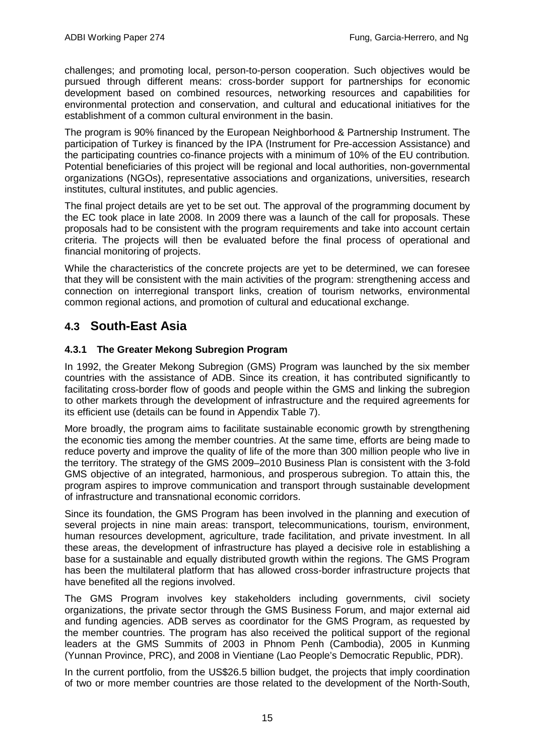challenges; and promoting local, person-to-person cooperation. Such objectives would be pursued through different means: cross-border support for partnerships for economic development based on combined resources, networking resources and capabilities for environmental protection and conservation, and cultural and educational initiatives for the establishment of a common cultural environment in the basin.

The program is 90% financed by the European Neighborhood & Partnership Instrument. The participation of Turkey is financed by the IPA (Instrument for Pre-accession Assistance) and the participating countries co-finance projects with a minimum of 10% of the EU contribution. Potential beneficiaries of this project will be regional and local authorities, non-governmental organizations (NGOs), representative associations and organizations, universities, research institutes, cultural institutes, and public agencies.

The final project details are yet to be set out. The approval of the programming document by the EC took place in late 2008. In 2009 there was a launch of the call for proposals. These proposals had to be consistent with the program requirements and take into account certain criteria. The projects will then be evaluated before the final process of operational and financial monitoring of projects.

While the characteristics of the concrete projects are yet to be determined, we can foresee that they will be consistent with the main activities of the program: strengthening access and connection on interregional transport links, creation of tourism networks, environmental common regional actions, and promotion of cultural and educational exchange.

## 4.3 South-East Asia

### 4.3.1 The Greater Mekong Subregion Program

In 1992, the Greater Mekong Subregion (GMS) Program was launched by the six member countries with the assistance of ADB. Since its creation, it has contributed significantly to facilitating cross-border flow of goods and people within the GMS and linking the subregion to other markets through the development of infrastructure and the required agreements for its efficient use (details can be found in Appendix Table 7).

More broadly, the program aims to facilitate sustainable economic growth by strengthening the economic ties among the member countries. At the same time, efforts are being made to reduce poverty and improve the quality of life of the more than 300 million people who live in the territory. The strategy of the GMS 2009–2010 Business Plan is consistent with the 3-fold GMS objective of an integrated, harmonious, and prosperous subregion. To attain this, the program aspires to improve communication and transport through sustainable development of infrastructure and transnational economic corridors.

Since its foundation, the GMS Program has been involved in the planning and execution of several projects in nine main areas: transport, telecommunications, tourism, environment, human resources development, agriculture, trade facilitation, and private investment. In all these areas, the development of infrastructure has played a decisive role in establishing a base for a sustainable and equally distributed growth within the regions. The GMS Program has been the multilateral platform that has allowed cross-border infrastructure projects that have benefited all the regions involved.

The GMS Program involves key stakeholders including governments, civil society organizations, the private sector through the GMS Business Forum, and major external aid and funding agencies. ADB serves as coordinator for the GMS Program, as requested by the member countries. The program has also received the political support of the regional leaders at the GMS Summits of 2003 in Phnom Penh (Cambodia), 2005 in Kunming (Yunnan Province, PRC), and 2008 in Vientiane (Lao People's Democratic Republic, PDR).

In the current portfolio, from the US$26.5 billion budget, the projects that imply coordination of two or more member countries are those related to the development of the North-South,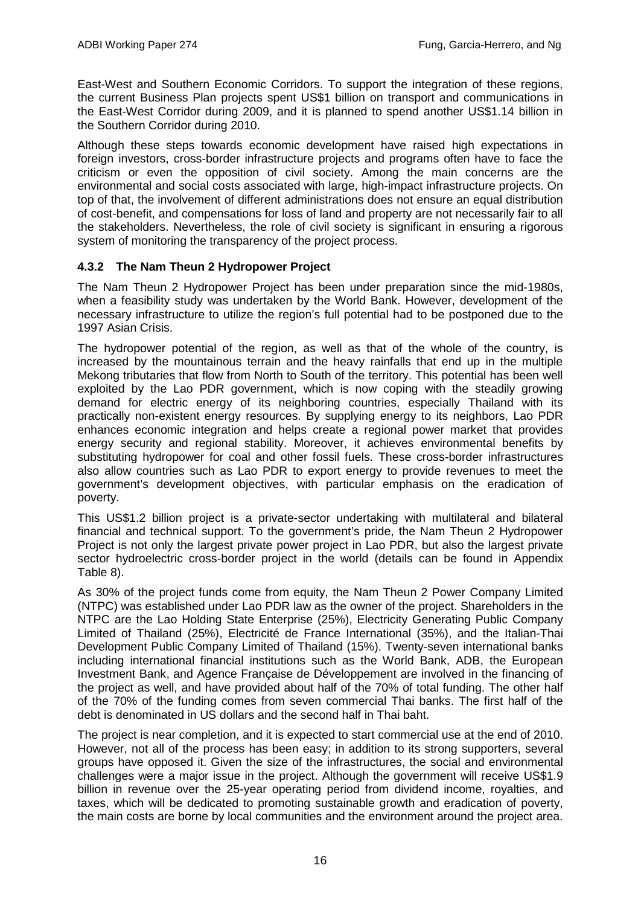East-West and Southern Economic Corridors. To support the integration of these regions, the current Business Plan projects spent US$1 billion on transport and communications in the East-West Corridor during 2009, and it is planned to spend another US$1.14 billion in the Southern Corridor during 2010.

Although these steps towards economic development have raised high expectations in foreign investors, cross-border infrastructure projects and programs often have to face the criticism or even the opposition of civil society. Among the main concerns are the environmental and social costs associated with large, high-impact infrastructure projects. On top of that, the involvement of different administrations does not ensure an equal distribution of cost-benefit, and compensations for loss of land and property are not necessarily fair to all the stakeholders. Nevertheless, the role of civil society is significant in ensuring a rigorous system of monitoring the transparency of the project process.

#### 4.3.2 The Nam Theun 2 Hydropower Project

The Nam Theun 2 Hydropower Project has been under preparation since the mid-1980s, when a feasibility study was undertaken by the World Bank. However, development of the necessary infrastructure to utilize the region's full potential had to be postponed due to the 1997 Asian Crisis.

The hydropower potential of the region, as well as that of the whole of the country, is increased by the mountainous terrain and the heavy rainfalls that end up in the multiple Mekong tributaries that flow from North to South of the territory. This potential has been well exploited by the Lao PDR government, which is now coping with the steadily growing demand for electric energy of its neighboring countries, especially Thailand with its practically non-existent energy resources. By supplying energy to its neighbors, Lao PDR enhances economic integration and helps create a regional power market that provides energy security and regional stability. Moreover, it achieves environmental benefits by substituting hydropower for coal and other fossil fuels. These cross-border infrastructures also allow countries such as Lao PDR to export energy to provide revenues to meet the government's development objectives, with particular emphasis on the eradication of poverty.

This US$1.2 billion project is a private-sector undertaking with multilateral and bilateral financial and technical support. To the government's pride, the Nam Theun 2 Hydropower Project is not only the largest private power project in Lao PDR, but also the largest private sector hydroelectric cross-border project in the world (details can be found in Appendix Table 8).

As 30% of the project funds come from equity, the Nam Theun 2 Power Company Limited (NTPC) was established under Lao PDR law as the owner of the project. Shareholders in the NTPC are the Lao Holding State Enterprise (25%), Electricity Generating Public Company Limited of Thailand (25%), Electricité de France International (35%), and the Italian-Thai Development Public Company Limited of Thailand (15%). Twenty-seven international banks including international financial institutions such as the World Bank, ADB, the European Investment Bank, and Agence Française de Développement are involved in the financing of the project as well, and have provided about half of the 70% of total funding. The other half of the 70% of the funding comes from seven commercial Thai banks. The first half of the debt is denominated in US dollars and the second half in Thai baht.

The project is near completion, and it is expected to start commercial use at the end of 2010. However, not all of the process has been easy; in addition to its strong supporters, several groups have opposed it. Given the size of the infrastructures, the social and environmental challenges were a major issue in the project. Although the government will receive US$1.9 billion in revenue over the 25-year operating period from dividend income, royalties, and taxes, which will be dedicated to promoting sustainable growth and eradication of poverty, the main costs are borne by local communities and the environment around the project area.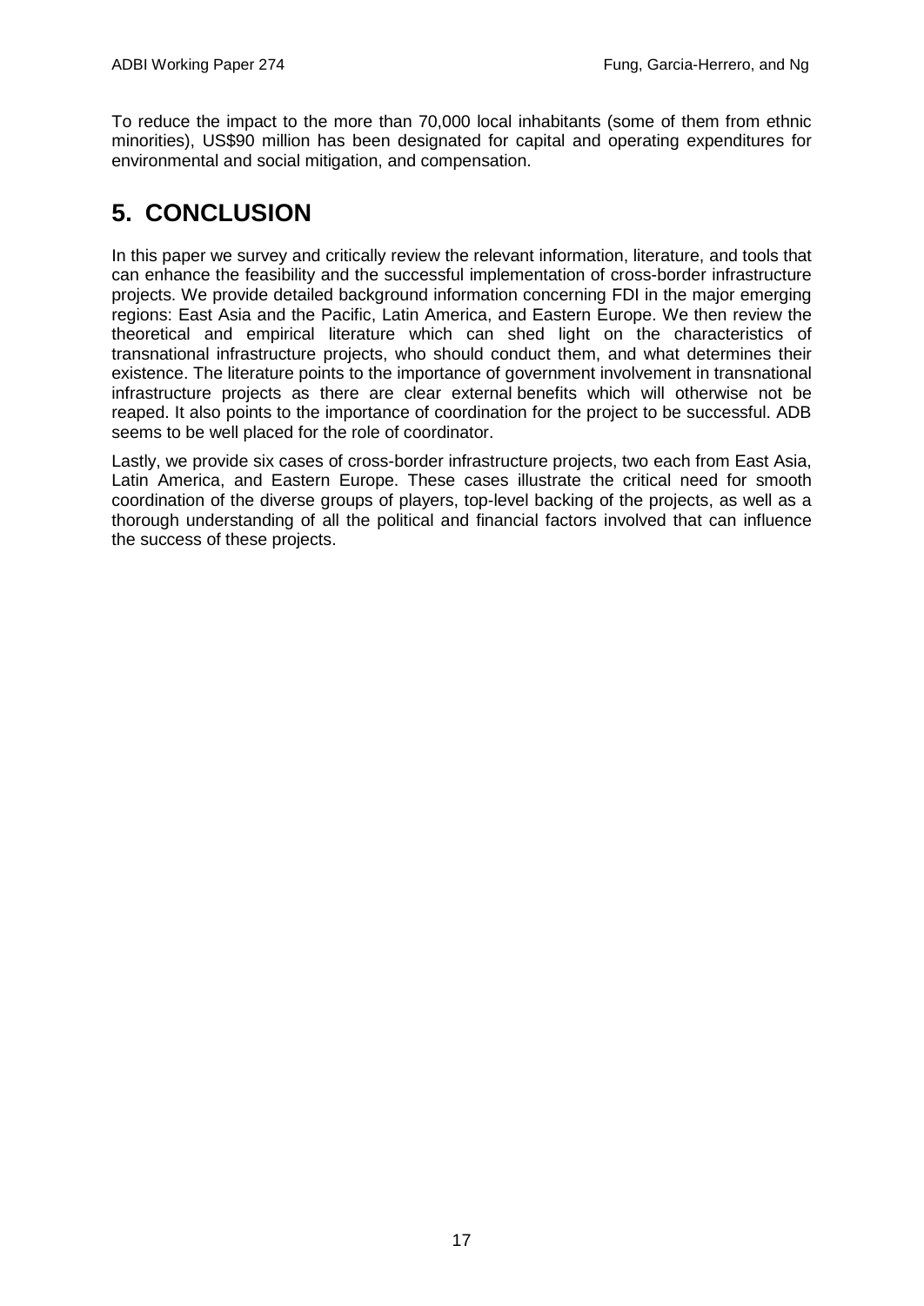To reduce the impact to the more than 70,000 local inhabitants (some of them from ethnic minorities), US$90 million has been designated for capital and operating expenditures for environmental and social mitigation, and compensation.

# 5. CONCLUSION

In this paper we survey and critically review the relevant information, literature, and tools that can enhance the feasibility and the successful implementation of cross-border infrastructure projects. We provide detailed background information concerning FDI in the major emerging regions: East Asia and the Pacific, Latin America, and Eastern Europe. We then review the theoretical and empirical literature which can shed light on the characteristics of transnational infrastructure projects, who should conduct them, and what determines their existence. The literature points to the importance of government involvement in transnational infrastructure projects as there are clear external benefits which will otherwise not be reaped. It also points to the importance of coordination for the project to be successful. ADB seems to be well placed for the role of coordinator.

Lastly, we provide six cases of cross-border infrastructure projects, two each from East Asia, Latin America, and Eastern Europe. These cases illustrate the critical need for smooth coordination of the diverse groups of players, top-level backing of the projects, as well as a thorough understanding of all the political and financial factors involved that can influence the success of these projects.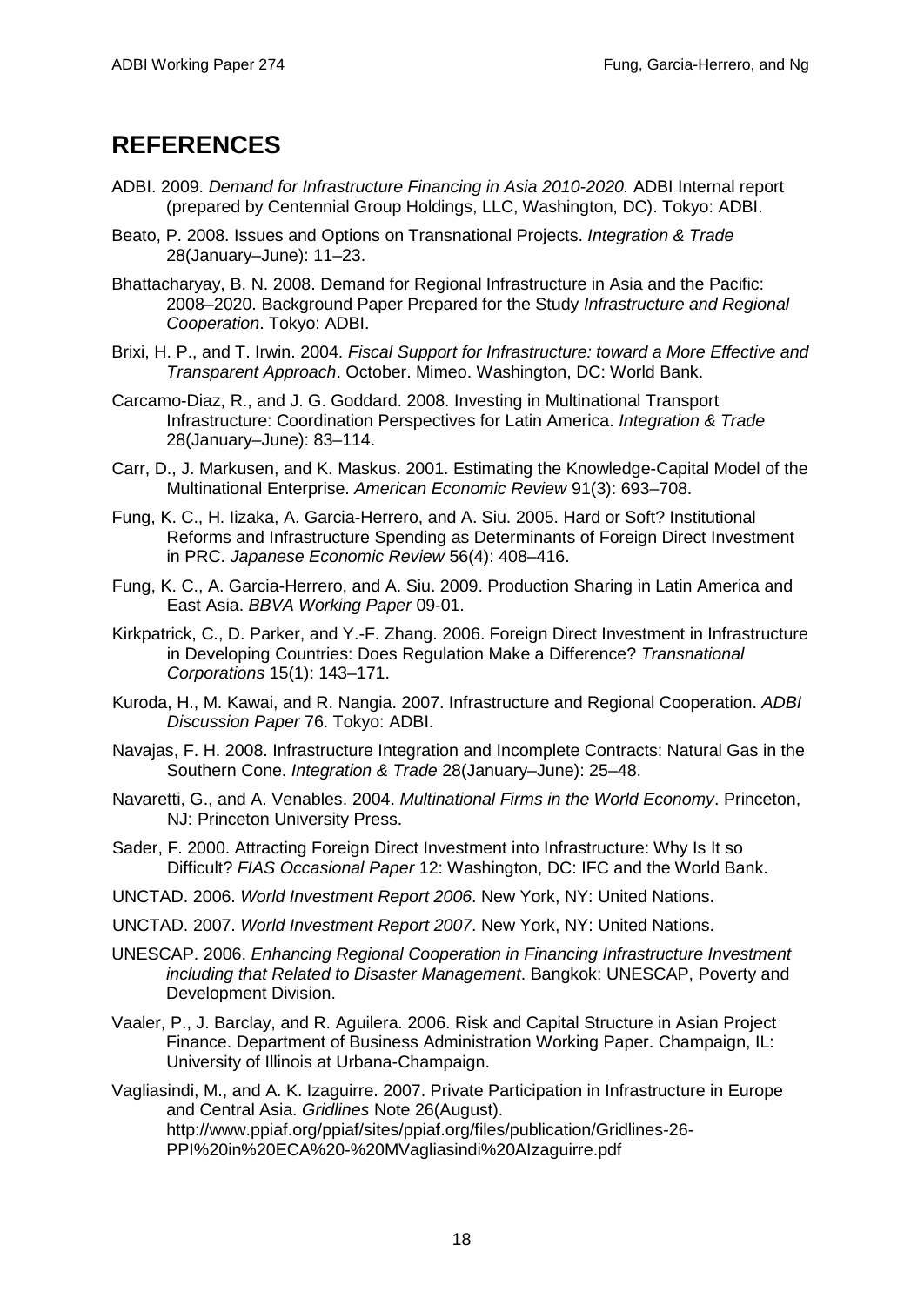# REFERENCES

ADBI. 2009. *Demand for Infrastructure Financing in Asia 2010-2020.* ADBI Internal report (prepared by Centennial Group Holdings, LLC, Washington, DC). Tokyo: ADBI.

Beato, P. 2008. Issues and Options on Transnational Projects. *Integration & Trade* 28(January–June): 11–23.

Bhattacharyay, B. N. 2008. Demand for Regional Infrastructure in Asia and the Pacific: 2008–2020. Background Paper Prepared for the Study *Infrastructure and Regional Cooperation*. Tokyo: ADBI.

Brixi, H. P., and T. Irwin. 2004. *Fiscal Support for Infrastructure: toward a More Effective and Transparent Approach*. October. Mimeo. Washington, DC: World Bank.

Carcamo-Diaz, R., and J. G. Goddard. 2008. Investing in Multinational Transport Infrastructure: Coordination Perspectives for Latin America. *Integration & Trade* 28(January–June): 83–114.

Carr, D., J. Markusen, and K. Maskus. 2001. Estimating the Knowledge-Capital Model of the Multinational Enterprise. *American Economic Review* 91(3): 693–708.

Fung, K. C., H. Iizaka, A. Garcia-Herrero, and A. Siu. 2005. Hard or Soft? Institutional Reforms and Infrastructure Spending as Determinants of Foreign Direct Investment in PRC. *Japanese Economic Review* 56(4): 408–416.

Fung, K. C., A. Garcia-Herrero, and A. Siu. 2009. Production Sharing in Latin America and East Asia. *BBVA Working Paper* 09-01.

Kirkpatrick, C., D. Parker, and Y.-F. Zhang. 2006. Foreign Direct Investment in Infrastructure in Developing Countries: Does Regulation Make a Difference? *Transnational Corporations* 15(1): 143–171.

Kuroda, H., M. Kawai, and R. Nangia. 2007. Infrastructure and Regional Cooperation. *ADBI Discussion Paper* 76. Tokyo: ADBI.

Navajas, F. H. 2008. Infrastructure Integration and Incomplete Contracts: Natural Gas in the Southern Cone. *Integration & Trade* 28(January–June): 25–48.

Navaretti, G., and A. Venables. 2004. *Multinational Firms in the World Economy*. Princeton, NJ: Princeton University Press.

Sader, F. 2000. Attracting Foreign Direct Investment into Infrastructure: Why Is It so Difficult? *FIAS Occasional Paper* 12: Washington, DC: IFC and the World Bank.

UNCTAD. 2006. *World Investment Report 2006*. New York, NY: United Nations.

UNCTAD. 2007. *World Investment Report 2007*. New York, NY: United Nations.

UNESCAP. 2006. *Enhancing Regional Cooperation in Financing Infrastructure Investment including that Related to Disaster Management*. Bangkok: UNESCAP, Poverty and Development Division.

Vaaler, P., J. Barclay, and R. Aguilera. 2006. Risk and Capital Structure in Asian Project Finance. Department of Business Administration Working Paper. Champaign, IL: University of Illinois at Urbana-Champaign.

Vagliasindi, M., and A. K. Izaguirre. 2007. Private Participation in Infrastructure in Europe and Central Asia. *Gridlines* Note 26(August). http://www.ppiaf.org/ppiaf/sites/ppiaf.org/files/publication/Gridlines-26-PPI%20in%20ECA%20-%20MVagliasindi%20AIzaguirre.pdf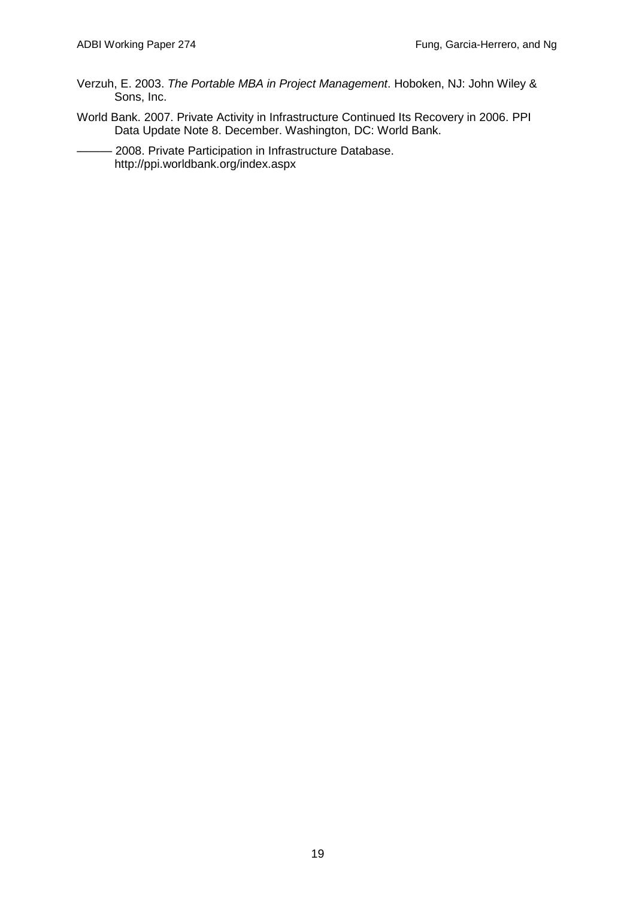Verzuh, E. 2003. *The Portable MBA in Project Management*. Hoboken, NJ: John Wiley & Sons, Inc.

World Bank. 2007. Private Activity in Infrastructure Continued Its Recovery in 2006. PPI Data Update Note 8. December. Washington, DC: World Bank.

——— 2008. Private Participation in Infrastructure Database. http://ppi.worldbank.org/index.aspx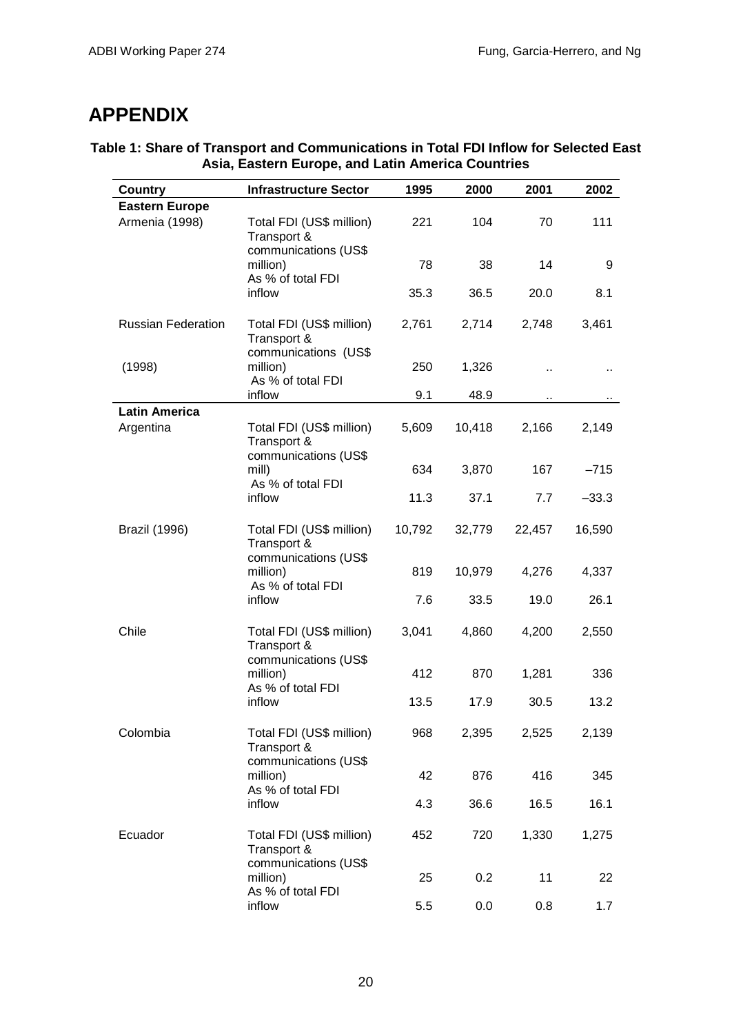# APPENDIX

**Table 1: Share of Transport and Communications in Total FDI Inflow for Selected East Asia, Eastern Europe, and Latin America Countries**

| Country | Infrastructure Sector | 1995 | 2000 | 2001 | 2002 |
|---|---|---|---|---|---|
| **Eastern Europe** | | | | | |
| Armenia (1998) | Total FDI (US$ million) | 221 | 104 | 70 | 111 |
| | Transport & communications (US$ million) | 78 | 38 | 14 | 9 |
| | As % of total FDI inflow | 35.3 | 36.5 | 20.0 | 8.1 |
| Russian Federation (1998) | Total FDI (US$ million) | 2,761 | 2,714 | 2,748 | 3,461 |
| | Transport & communications (US$ million) | 250 | 1,326 | .. | .. |
| | As % of total FDI inflow | 9.1 | 48.9 | .. | .. |
| **Latin America** | | | | | |
| Argentina | Total FDI (US$ million) | 5,609 | 10,418 | 2,166 | 2,149 |
| | Transport & communications (US$ mill) | 634 | 3,870 | 167 | –715 |
| | As % of total FDI inflow | 11.3 | 37.1 | 7.7 | –33.3 |
| Brazil (1996) | Total FDI (US$ million) | 10,792 | 32,779 | 22,457 | 16,590 |
| | Transport & communications (US$ million) | 819 | 10,979 | 4,276 | 4,337 |
| | As % of total FDI inflow | 7.6 | 33.5 | 19.0 | 26.1 |
| Chile | Total FDI (US$ million) | 3,041 | 4,860 | 4,200 | 2,550 |
| | Transport & communications (US$ million) | 412 | 870 | 1,281 | 336 |
| | As % of total FDI inflow | 13.5 | 17.9 | 30.5 | 13.2 |
| Colombia | Total FDI (US$ million) | 968 | 2,395 | 2,525 | 2,139 |
| | Transport & communications (US$ million) | 42 | 876 | 416 | 345 |
| | As % of total FDI inflow | 4.3 | 36.6 | 16.5 | 16.1 |
| Ecuador | Total FDI (US$ million) | 452 | 720 | 1,330 | 1,275 |
| | Transport & communications (US$ million) | 25 | 0.2 | 11 | 22 |
| | As % of total FDI inflow | 5.5 | 0.0 | 0.8 | 1.7 |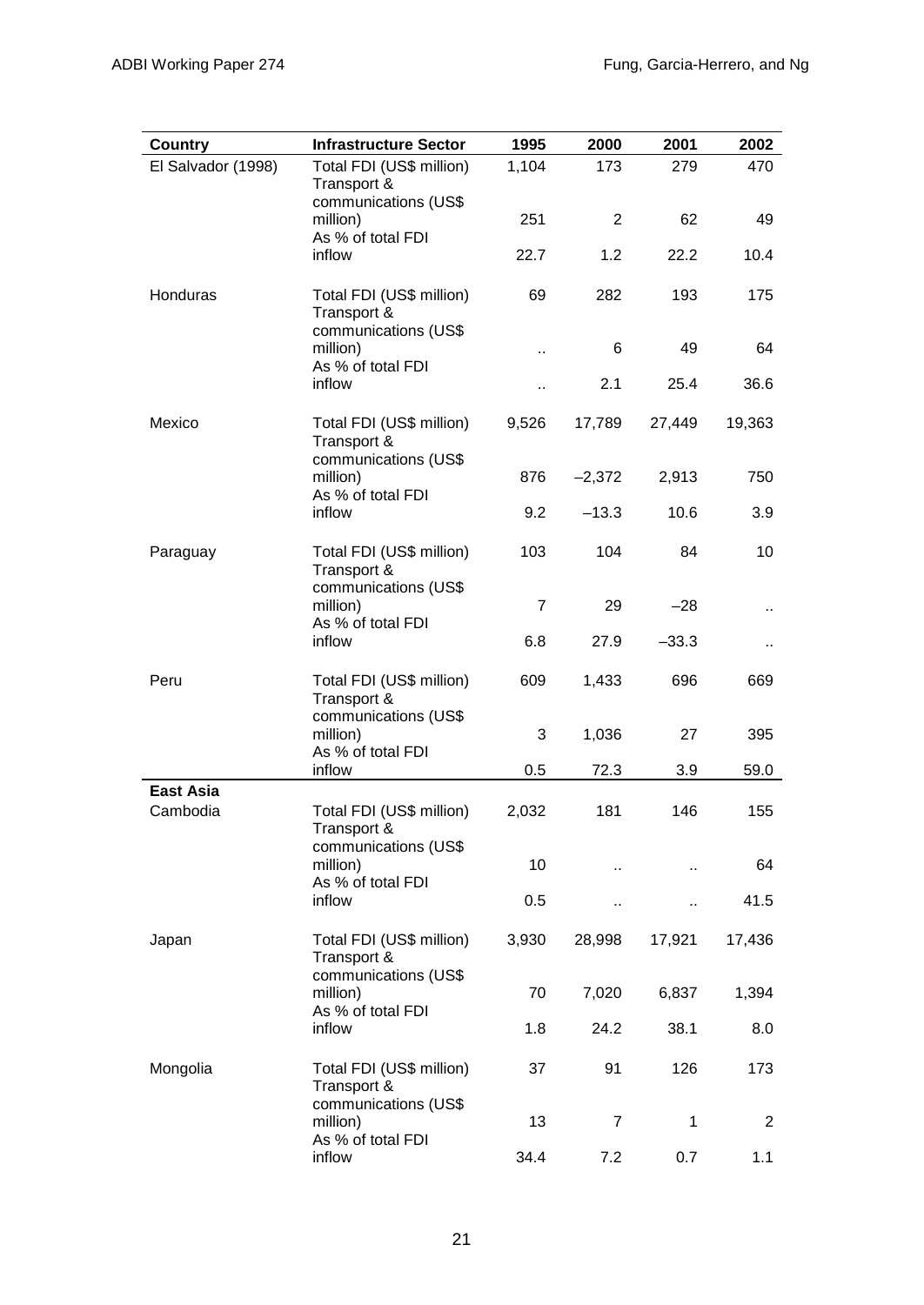| Country | Infrastructure Sector | 1995 | 2000 | 2001 | 2002 |
|---|---|---|---|---|---|
| El Salvador (1998) | Total FDI (US$ million) | 1,104 | 173 | 279 | 470 |
| | Transport & communications (US$ million) | 251 | 2 | 62 | 49 |
| | As % of total FDI inflow | 22.7 | 1.2 | 22.2 | 10.4 |
| Honduras | Total FDI (US$ million) | 69 | 282 | 193 | 175 |
| | Transport & communications (US$ million) | .. | 6 | 49 | 64 |
| | As % of total FDI inflow | .. | 2.1 | 25.4 | 36.6 |
| Mexico | Total FDI (US$ million) | 9,526 | 17,789 | 27,449 | 19,363 |
| | Transport & communications (US$ million) | 876 | –2,372 | 2,913 | 750 |
| | As % of total FDI inflow | 9.2 | –13.3 | 10.6 | 3.9 |
| Paraguay | Total FDI (US$ million) | 103 | 104 | 84 | 10 |
| | Transport & communications (US$ million) | 7 | 29 | –28 | .. |
| | As % of total FDI inflow | 6.8 | 27.9 | –33.3 | .. |
| Peru | Total FDI (US$ million) | 609 | 1,433 | 696 | 669 |
| | Transport & communications (US$ million) | 3 | 1,036 | 27 | 395 |
| | As % of total FDI inflow | 0.5 | 72.3 | 3.9 | 59.0 |
| **East Asia** | | | | | |
| Cambodia | Total FDI (US$ million) | 2,032 | 181 | 146 | 155 |
| | Transport & communications (US$ million) | 10 | .. | .. | 64 |
| | As % of total FDI inflow | 0.5 | .. | .. | 41.5 |
| Japan | Total FDI (US$ million) | 3,930 | 28,998 | 17,921 | 17,436 |
| | Transport & communications (US$ million) | 70 | 7,020 | 6,837 | 1,394 |
| | As % of total FDI inflow | 1.8 | 24.2 | 38.1 | 8.0 |
| Mongolia | Total FDI (US$ million) | 37 | 91 | 126 | 173 |
| | Transport & communications (US$ million) | 13 | 7 | 1 | 2 |
| | As % of total FDI inflow | 34.4 | 7.2 | 0.7 | 1.1 |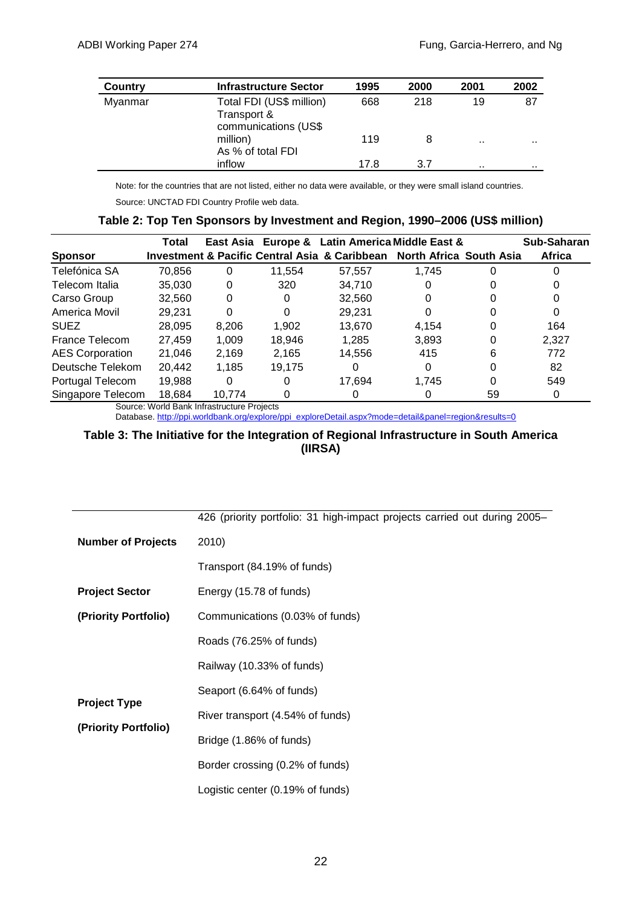| Country | Infrastructure Sector | 1995 | 2000 | 2001 | 2002 |
|---|---|---|---|---|---|
| Myanmar | Total FDI (US$ million) | 668 | 218 | 19 | 87 |
| | Transport & communications (US$ million) | 119 | 8 | .. | .. |
| | As % of total FDI inflow | 17.8 | 3.7 | .. | .. |

Note: for the countries that are not listed, either no data were available, or they were small island countries.

Source: UNCTAD FDI Country Profile web data.

**Table 2: Top Ten Sponsors by Investment and Region, 1990–2006 (US$ million)**

| Sponsor | Total Investment | East Asia & Pacific | Europe & Central Asia | Latin America & Caribbean | Middle East & North Africa | South Asia | Sub-Saharan Africa |
|---|---|---|---|---|---|---|---|
| Telefónica SA | 70,856 | 0 | 11,554 | 57,557 | 1,745 | 0 | 0 |
| Telecom Italia | 35,030 | 0 | 320 | 34,710 | 0 | 0 | 0 |
| Carso Group | 32,560 | 0 | 0 | 32,560 | 0 | 0 | 0 |
| America Movil | 29,231 | 0 | 0 | 29,231 | 0 | 0 | 0 |
| SUEZ | 28,095 | 8,206 | 1,902 | 13,670 | 4,154 | 0 | 164 |
| France Telecom | 27,459 | 1,009 | 18,946 | 1,285 | 3,893 | 0 | 2,327 |
| AES Corporation | 21,046 | 2,169 | 2,165 | 14,556 | 415 | 6 | 772 |
| Deutsche Telekom | 20,442 | 1,185 | 19,175 | 0 | 0 | 0 | 82 |
| Portugal Telecom | 19,988 | 0 | 0 | 17,694 | 1,745 | 0 | 549 |
| Singapore Telecom | 18,684 | 10,774 | 0 | 0 | 0 | 59 | 0 |

Source: World Bank Infrastructure Projects Database. http://ppi.worldbank.org/explore/ppi_exploreDetail.aspx?mode=detail&panel=region&results=0

**Table 3: The Initiative for the Integration of Regional Infrastructure in South America (IIRSA)**

| | |
|---|---|
| **Number of Projects** | 426 (priority portfolio: 31 high-impact projects carried out during 2005–2010) |
| **Project Sector (Priority Portfolio)** | Transport (84.19% of funds)<br>Energy (15.78 of funds)<br>Communications (0.03% of funds) |
| **Project Type (Priority Portfolio)** | Roads (76.25% of funds)<br>Railway (10.33% of funds)<br>Seaport (6.64% of funds)<br>River transport (4.54% of funds)<br>Bridge (1.86% of funds)<br>Border crossing (0.2% of funds)<br>Logistic center (0.19% of funds) |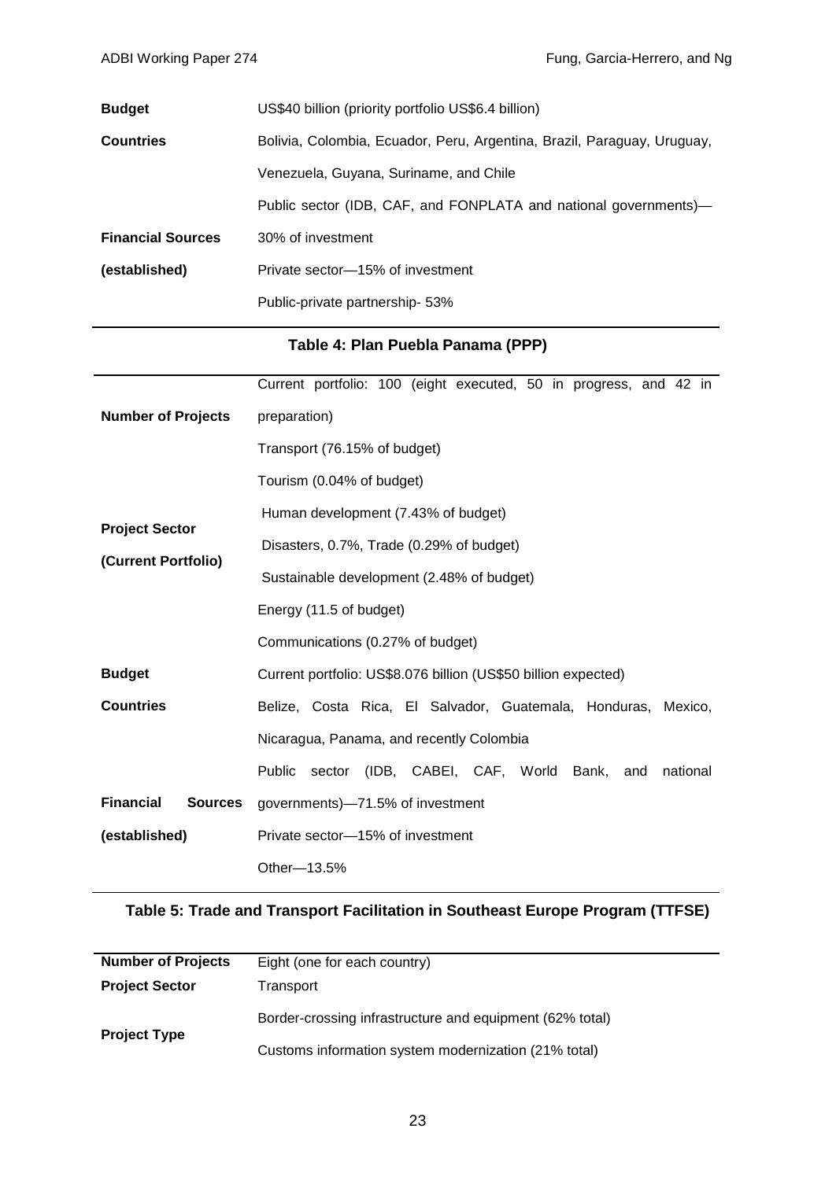| | |
|---|---|
| **Budget** | US$40 billion (priority portfolio US$6.4 billion) |
| **Countries** | Bolivia, Colombia, Ecuador, Peru, Argentina, Brazil, Paraguay, Uruguay, Venezuela, Guyana, Suriname, and Chile |
| **Financial Sources (established)** | Public sector (IDB, CAF, and FONPLATA and national governments)—30% of investment<br>Private sector—15% of investment<br>Public-private partnership- 53% |

**Table 4: Plan Puebla Panama (PPP)**

| | |
|---|---|
| **Number of Projects** | Current portfolio: 100 (eight executed, 50 in progress, and 42 in preparation) |
| **Project Sector (Current Portfolio)** | Transport (76.15% of budget)<br>Tourism (0.04% of budget)<br>Human development (7.43% of budget)<br>Disasters, 0.7%, Trade (0.29% of budget)<br>Sustainable development (2.48% of budget)<br>Energy (11.5 of budget)<br>Communications (0.27% of budget) |
| **Budget** | Current portfolio: US$8.076 billion (US$50 billion expected) |
| **Countries** | Belize, Costa Rica, El Salvador, Guatemala, Honduras, Mexico, Nicaragua, Panama, and recently Colombia |
| **Financial Sources (established)** | Public sector (IDB, CABEI, CAF, World Bank, and national governments)—71.5% of investment<br>Private sector—15% of investment<br>Other—13.5% |

**Table 5: Trade and Transport Facilitation in Southeast Europe Program (TTFSE)**

| | |
|---|---|
| **Number of Projects** | Eight (one for each country) |
| **Project Sector** | Transport |
| **Project Type** | Border-crossing infrastructure and equipment (62% total)<br>Customs information system modernization (21% total) |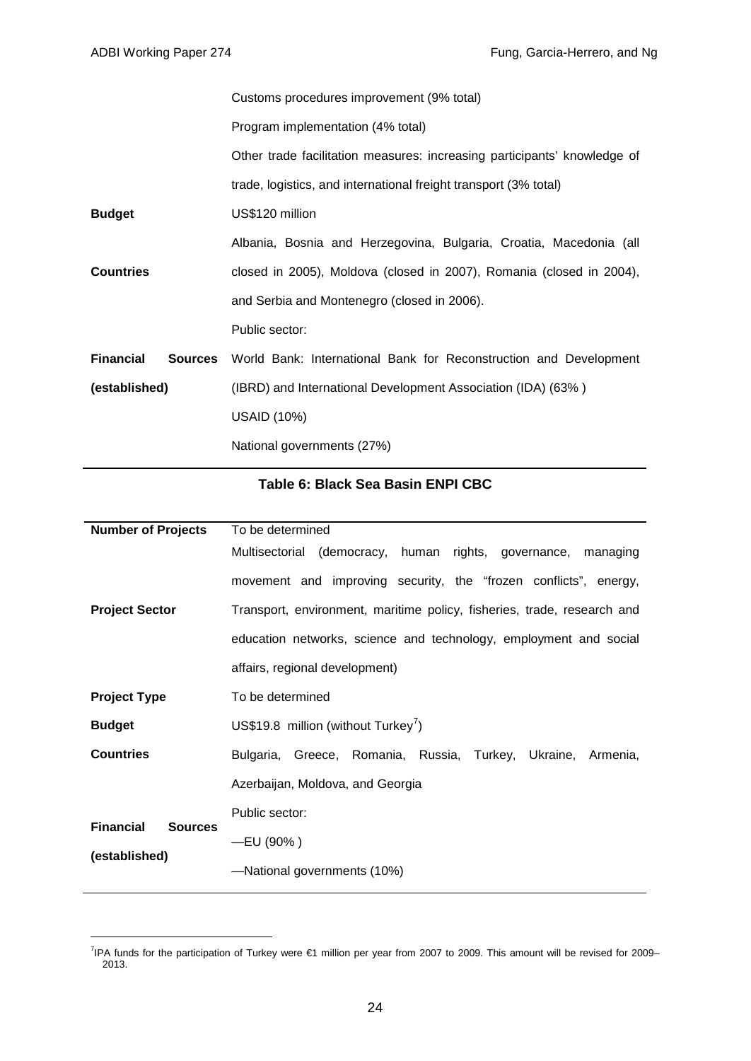| | |
|---|---|
| | Customs procedures improvement (9% total) |
| | Program implementation (4% total) |
| | Other trade facilitation measures: increasing participants' knowledge of trade, logistics, and international freight transport (3% total) |
| **Budget** | US$120 million |
| **Countries** | Albania, Bosnia and Herzegovina, Bulgaria, Croatia, Macedonia (all closed in 2005), Moldova (closed in 2007), Romania (closed in 2004), and Serbia and Montenegro (closed in 2006). |
| **Financial Sources (established)** | Public sector:<br>World Bank: International Bank for Reconstruction and Development (IBRD) and International Development Association (IDA) (63% )<br>USAID (10%)<br>National governments (27%) |

**Table 6: Black Sea Basin ENPI CBC**

| | |
|---|---|
| **Number of Projects** | To be determined |
| **Project Sector** | Multisectorial (democracy, human rights, governance, managing movement and improving security, the "frozen conflicts", energy, Transport, environment, maritime policy, fisheries, trade, research and education networks, science and technology, employment and social affairs, regional development) |
| **Project Type** | To be determined |
| **Budget** | US$19.8 million (without Turkey[7]) |
| **Countries** | Bulgaria, Greece, Romania, Russia, Turkey, Ukraine, Armenia, Azerbaijan, Moldova, and Georgia |
| **Financial Sources (established)** | Public sector:<br>—EU (90% )<br>—National governments (10%) |

[7]IPA funds for the participation of Turkey were €1 million per year from 2007 to 2009. This amount will be revised for 2009–2013.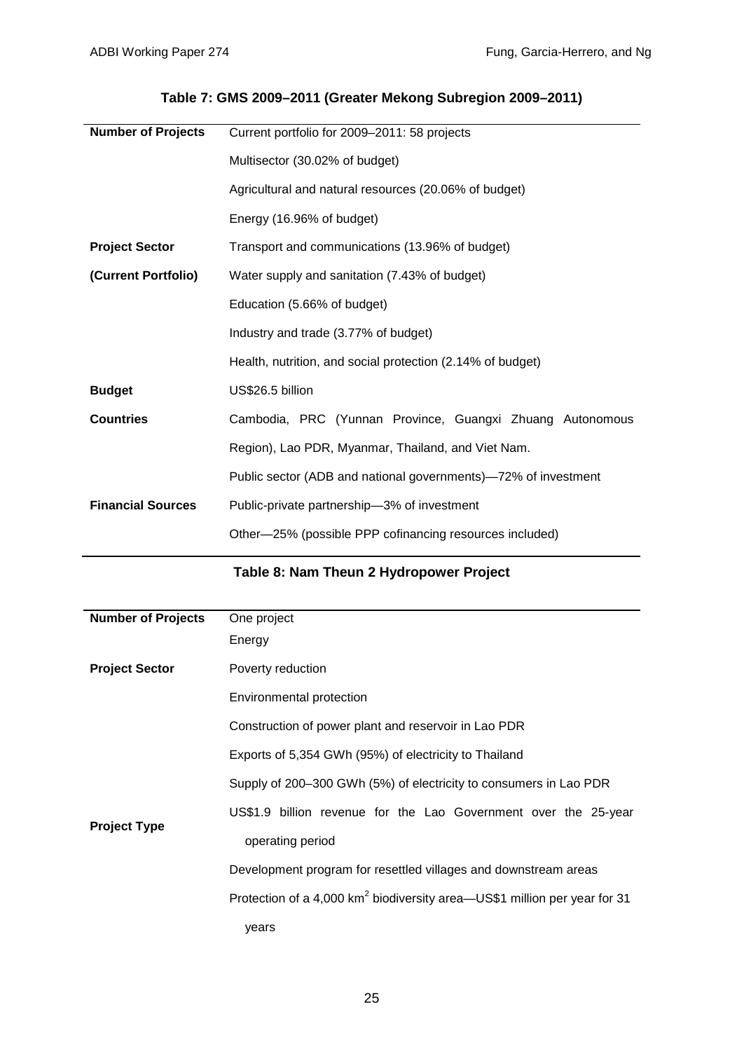**Table 7: GMS 2009–2011 (Greater Mekong Subregion 2009–2011)**

| | |
|---|---|
| **Number of Projects** | Current portfolio for 2009–2011: 58 projects |
| **Project Sector (Current Portfolio)** | Multisector (30.02% of budget) |
| | Agricultural and natural resources (20.06% of budget) |
| | Energy (16.96% of budget) |
| | Transport and communications (13.96% of budget) |
| | Water supply and sanitation (7.43% of budget) |
| | Education (5.66% of budget) |
| | Industry and trade (3.77% of budget) |
| | Health, nutrition, and social protection (2.14% of budget) |
| **Budget** | US$26.5 billion |
| **Countries** | Cambodia, PRC (Yunnan Province, Guangxi Zhuang Autonomous Region), Lao PDR, Myanmar, Thailand, and Viet Nam. |
| **Financial Sources** | Public sector (ADB and national governments)—72% of investment |
| | Public-private partnership—3% of investment |
| | Other—25% (possible PPP cofinancing resources included) |

**Table 8: Nam Theun 2 Hydropower Project**

| | |
|---|---|
| **Number of Projects** | One project |
| **Project Sector** | Energy |
| | Poverty reduction |
| | Environmental protection |
| **Project Type** | Construction of power plant and reservoir in Lao PDR |
| | Exports of 5,354 GWh (95%) of electricity to Thailand |
| | Supply of 200–300 GWh (5%) of electricity to consumers in Lao PDR |
| | US$1.9 billion revenue for the Lao Government over the 25-year operating period |
| | Development program for resettled villages and downstream areas |
| | Protection of a 4,000 $km^2$ biodiversity area—US$1 million per year for 31 years |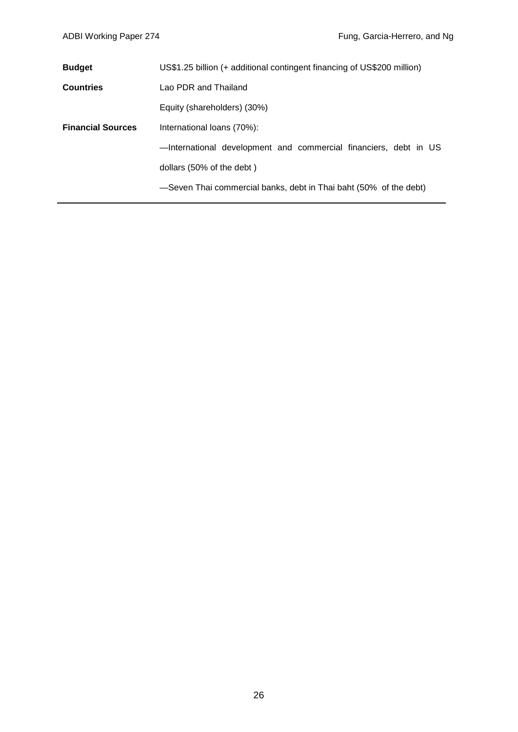| | |
|---|---|
| **Budget** | US$1.25 billion (+ additional contingent financing of US$200 million) |
| **Countries** | Lao PDR and Thailand |
| **Financial Sources** | Equity (shareholders) (30%)<br>International loans (70%):<br>—International development and commercial financiers, debt in US dollars (50% of the debt )<br>—Seven Thai commercial banks, debt in Thai baht (50% of the debt) |